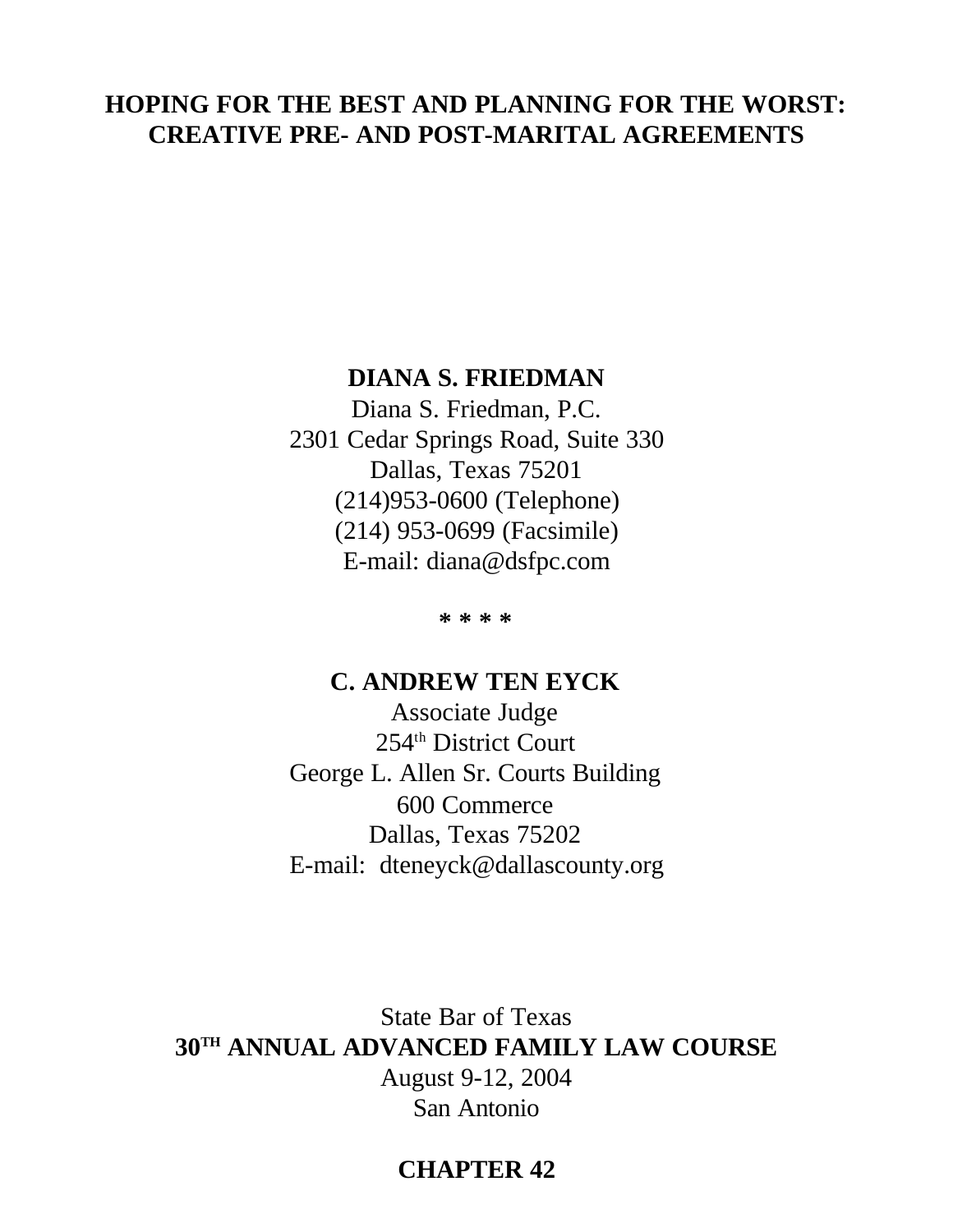# HOPING FOR THE BEST AND PLANNING FOR THE WORST: CREATIVE PRE- AND POST-MARITAL AGREEMENTS

**DIANA S. FRIEDMAN**
Diana S. Friedman, P.C.
2301 Cedar Springs Road, Suite 330
Dallas, Texas 75201
(214)953-0600 (Telephone)
(214) 953-0699 (Facsimile)
E-mail: diana@dsfpc.com

**\* \* \* \***

**C. ANDREW TEN EYCK**
Associate Judge
254th District Court
George L. Allen Sr. Courts Building
600 Commerce
Dallas, Texas 75202
E-mail: dteneyck@dallascounty.org

State Bar of Texas
**30TH ANNUAL ADVANCED FAMILY LAW COURSE**
August 9-12, 2004
San Antonio

**CHAPTER 42**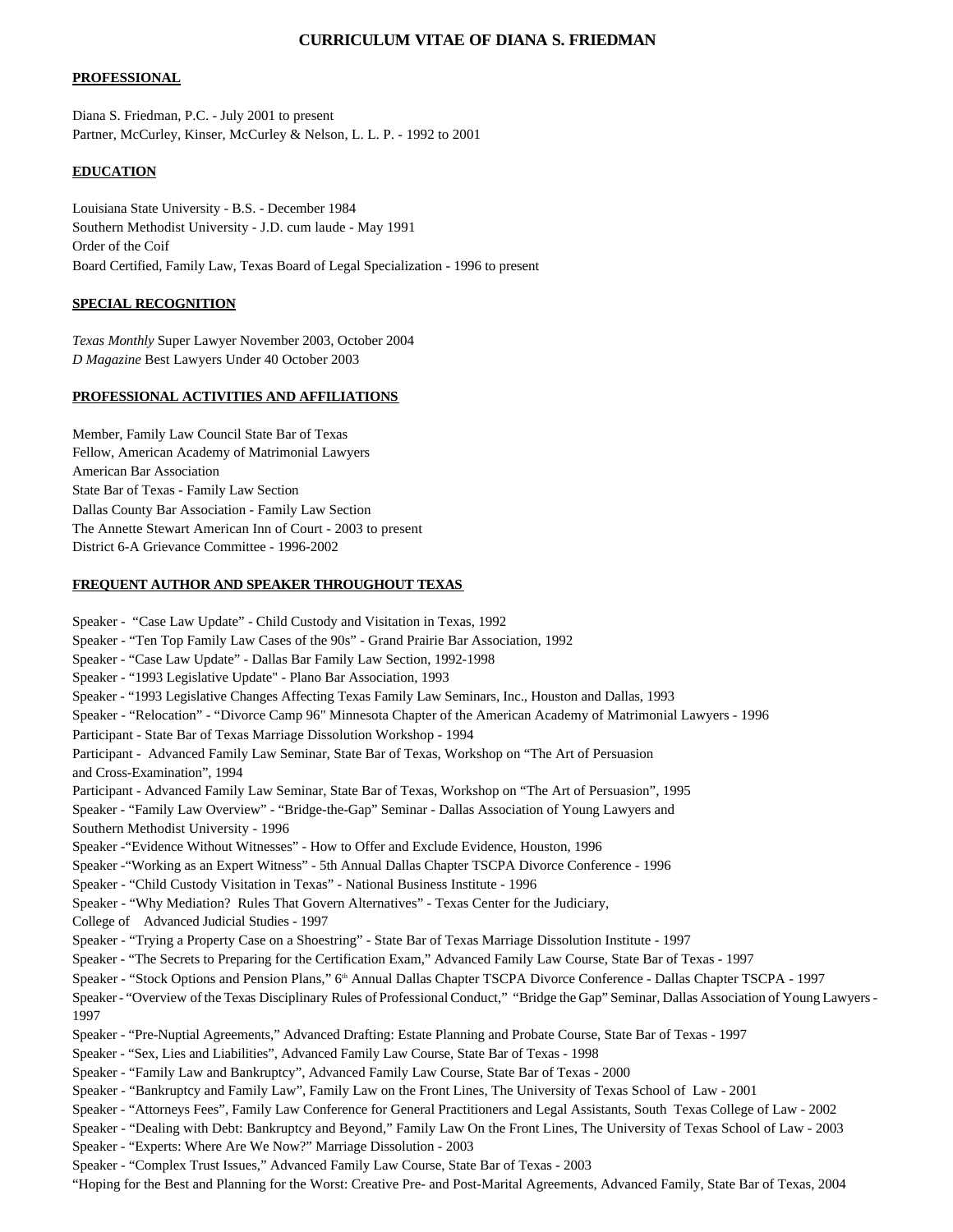# CURRICULUM VITAE OF DIANA S. FRIEDMAN

## PROFESSIONAL

Diana S. Friedman, P.C. - July 2001 to present
Partner, McCurley, Kinser, McCurley & Nelson, L. L. P. - 1992 to 2001

## EDUCATION

Louisiana State University - B.S. - December 1984
Southern Methodist University - J.D. cum laude - May 1991
Order of the Coif
Board Certified, Family Law, Texas Board of Legal Specialization - 1996 to present

## SPECIAL RECOGNITION

*Texas Monthly* Super Lawyer November 2003, October 2004
*D Magazine* Best Lawyers Under 40 October 2003

## PROFESSIONAL ACTIVITIES AND AFFILIATIONS

Member, Family Law Council State Bar of Texas
Fellow, American Academy of Matrimonial Lawyers
American Bar Association
State Bar of Texas - Family Law Section
Dallas County Bar Association - Family Law Section
The Annette Stewart American Inn of Court - 2003 to present
District 6-A Grievance Committee - 1996-2002

## FREQUENT AUTHOR AND SPEAKER THROUGHOUT TEXAS

Speaker - "Case Law Update" - Child Custody and Visitation in Texas, 1992
Speaker - "Ten Top Family Law Cases of the 90s" - Grand Prairie Bar Association, 1992
Speaker - "Case Law Update" - Dallas Bar Family Law Section, 1992-1998
Speaker - "1993 Legislative Update" - Plano Bar Association, 1993
Speaker - "1993 Legislative Changes Affecting Texas Family Law Seminars, Inc., Houston and Dallas, 1993
Speaker - "Relocation" - "Divorce Camp 96" Minnesota Chapter of the American Academy of Matrimonial Lawyers - 1996
Participant - State Bar of Texas Marriage Dissolution Workshop - 1994
Participant - Advanced Family Law Seminar, State Bar of Texas, Workshop on "The Art of Persuasion and Cross-Examination", 1994
Participant - Advanced Family Law Seminar, State Bar of Texas, Workshop on "The Art of Persuasion", 1995
Speaker - "Family Law Overview" - "Bridge-the-Gap" Seminar - Dallas Association of Young Lawyers and Southern Methodist University - 1996
Speaker -"Evidence Without Witnesses" - How to Offer and Exclude Evidence, Houston, 1996
Speaker -"Working as an Expert Witness" - 5th Annual Dallas Chapter TSCPA Divorce Conference - 1996
Speaker - "Child Custody Visitation in Texas" - National Business Institute - 1996
Speaker - "Why Mediation? Rules That Govern Alternatives" - Texas Center for the Judiciary, College of Advanced Judicial Studies - 1997
Speaker - "Trying a Property Case on a Shoestring" - State Bar of Texas Marriage Dissolution Institute - 1997
Speaker - "The Secrets to Preparing for the Certification Exam," Advanced Family Law Course, State Bar of Texas - 1997
Speaker - "Stock Options and Pension Plans," 6th Annual Dallas Chapter TSCPA Divorce Conference - Dallas Chapter TSCPA - 1997
Speaker - "Overview of the Texas Disciplinary Rules of Professional Conduct," "Bridge the Gap" Seminar, Dallas Association of Young Lawyers - 1997
Speaker - "Pre-Nuptial Agreements," Advanced Drafting: Estate Planning and Probate Course, State Bar of Texas - 1997
Speaker - "Sex, Lies and Liabilities", Advanced Family Law Course, State Bar of Texas - 1998
Speaker - "Family Law and Bankruptcy", Advanced Family Law Course, State Bar of Texas - 2000
Speaker - "Bankruptcy and Family Law", Family Law on the Front Lines, The University of Texas School of Law - 2001
Speaker - "Attorneys Fees", Family Law Conference for General Practitioners and Legal Assistants, South Texas College of Law - 2002
Speaker - "Dealing with Debt: Bankruptcy and Beyond," Family Law On the Front Lines, The University of Texas School of Law - 2003
Speaker - "Experts: Where Are We Now?" Marriage Dissolution - 2003
Speaker - "Complex Trust Issues," Advanced Family Law Course, State Bar of Texas - 2003
"Hoping for the Best and Planning for the Worst: Creative Pre- and Post-Marital Agreements, Advanced Family, State Bar of Texas, 2004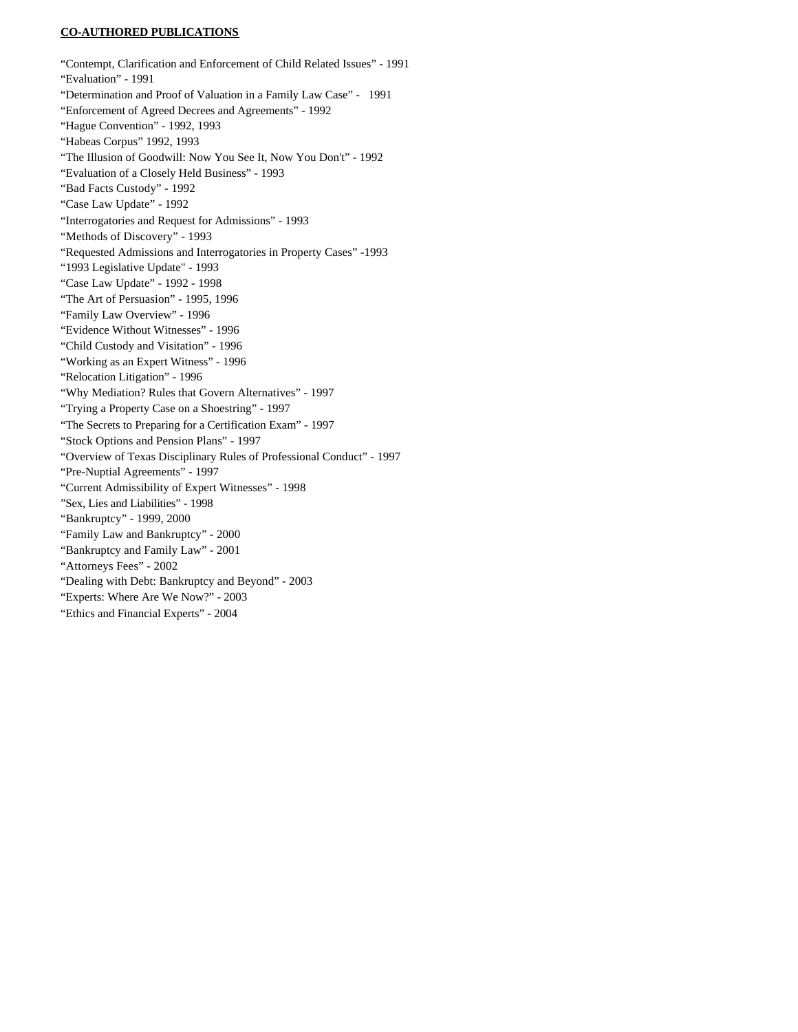**CO-AUTHORED PUBLICATIONS**

“Contempt, Clarification and Enforcement of Child Related Issues” - 1991
“Evaluation” - 1991
“Determination and Proof of Valuation in a Family Law Case” - 1991
“Enforcement of Agreed Decrees and Agreements” - 1992
“Hague Convention” - 1992, 1993
“Habeas Corpus” 1992, 1993
“The Illusion of Goodwill: Now You See It, Now You Don't” - 1992
“Evaluation of a Closely Held Business” - 1993
“Bad Facts Custody” - 1992
“Case Law Update” - 1992
“Interrogatories and Request for Admissions” - 1993
“Methods of Discovery” - 1993
“Requested Admissions and Interrogatories in Property Cases” -1993
“1993 Legislative Update" - 1993
“Case Law Update” - 1992 - 1998
“The Art of Persuasion” - 1995, 1996
“Family Law Overview” - 1996
“Evidence Without Witnesses” - 1996
“Child Custody and Visitation” - 1996
“Working as an Expert Witness” - 1996
“Relocation Litigation” - 1996
“Why Mediation? Rules that Govern Alternatives” - 1997
“Trying a Property Case on a Shoestring” - 1997
“The Secrets to Preparing for a Certification Exam” - 1997
“Stock Options and Pension Plans” - 1997
“Overview of Texas Disciplinary Rules of Professional Conduct” - 1997
“Pre-Nuptial Agreements” - 1997
“Current Admissibility of Expert Witnesses” - 1998
”Sex, Lies and Liabilities” - 1998
“Bankruptcy” - 1999, 2000
“Family Law and Bankruptcy” - 2000
“Bankruptcy and Family Law” - 2001
“Attorneys Fees” - 2002
“Dealing with Debt: Bankruptcy and Beyond” - 2003
“Experts: Where Are We Now?” - 2003
“Ethics and Financial Experts” - 2004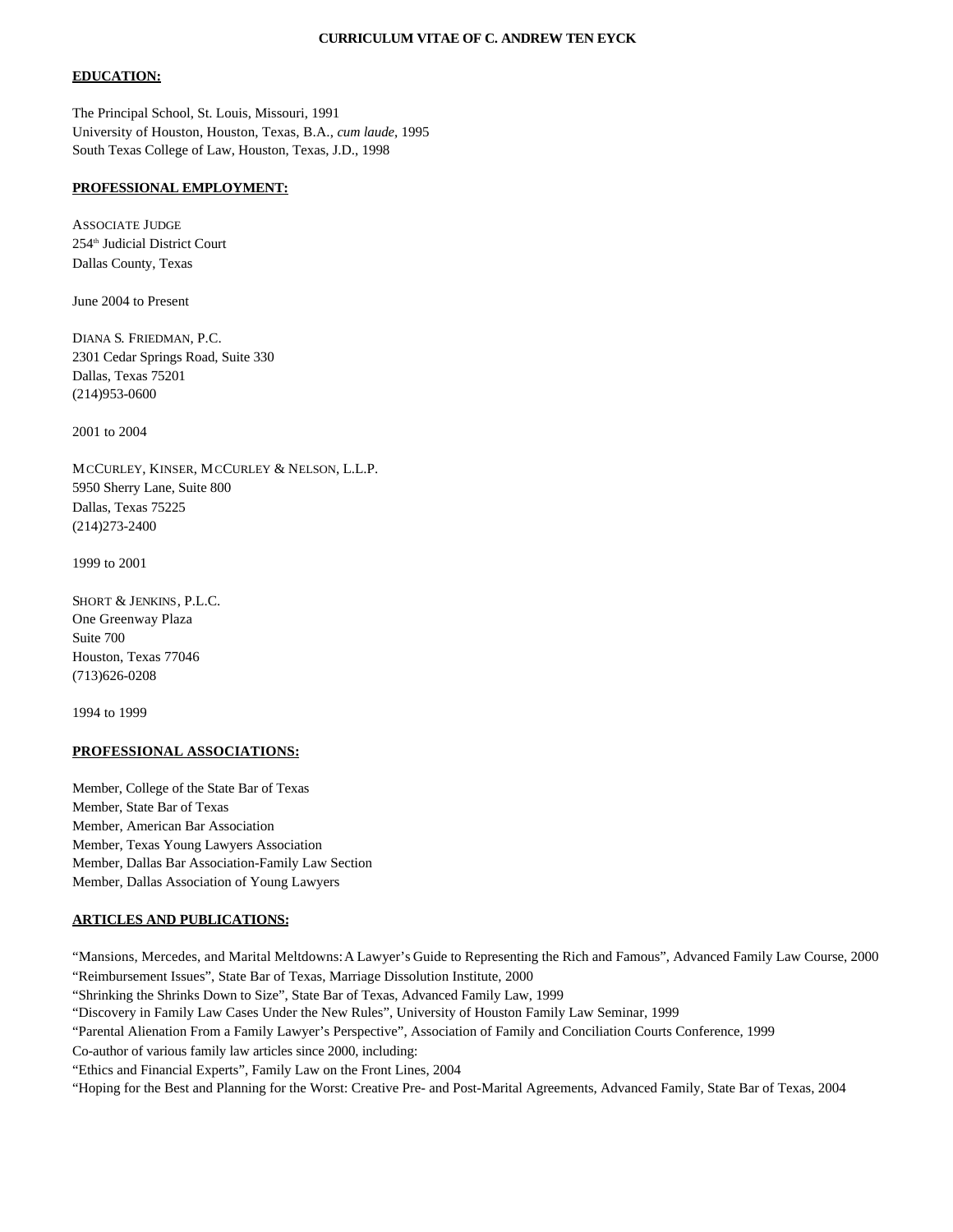# CURRICULUM VITAE OF C. ANDREW TEN EYCK

**EDUCATION:**

The Principal School, St. Louis, Missouri, 1991
University of Houston, Houston, Texas, B.A., *cum laude*, 1995
South Texas College of Law, Houston, Texas, J.D., 1998

**PROFESSIONAL EMPLOYMENT:**

ASSOCIATE JUDGE
254th Judicial District Court
Dallas County, Texas

June 2004 to Present

DIANA S. FRIEDMAN, P.C.
2301 Cedar Springs Road, Suite 330
Dallas, Texas 75201
(214)953-0600

2001 to 2004

MCCURLEY, KINSER, MCCURLEY & NELSON, L.L.P.
5950 Sherry Lane, Suite 800
Dallas, Texas 75225
(214)273-2400

1999 to 2001

SHORT & JENKINS, P.L.C.
One Greenway Plaza
Suite 700
Houston, Texas 77046
(713)626-0208

1994 to 1999

**PROFESSIONAL ASSOCIATIONS:**

Member, College of the State Bar of Texas
Member, State Bar of Texas
Member, American Bar Association
Member, Texas Young Lawyers Association
Member, Dallas Bar Association-Family Law Section
Member, Dallas Association of Young Lawyers

**ARTICLES AND PUBLICATIONS:**

"Mansions, Mercedes, and Marital Meltdowns: A Lawyer's Guide to Representing the Rich and Famous", Advanced Family Law Course, 2000
"Reimbursement Issues", State Bar of Texas, Marriage Dissolution Institute, 2000
"Shrinking the Shrinks Down to Size", State Bar of Texas, Advanced Family Law, 1999
"Discovery in Family Law Cases Under the New Rules", University of Houston Family Law Seminar, 1999
"Parental Alienation From a Family Lawyer's Perspective", Association of Family and Conciliation Courts Conference, 1999
Co-author of various family law articles since 2000, including:
"Ethics and Financial Experts", Family Law on the Front Lines, 2004
"Hoping for the Best and Planning for the Worst: Creative Pre- and Post-Marital Agreements, Advanced Family, State Bar of Texas, 2004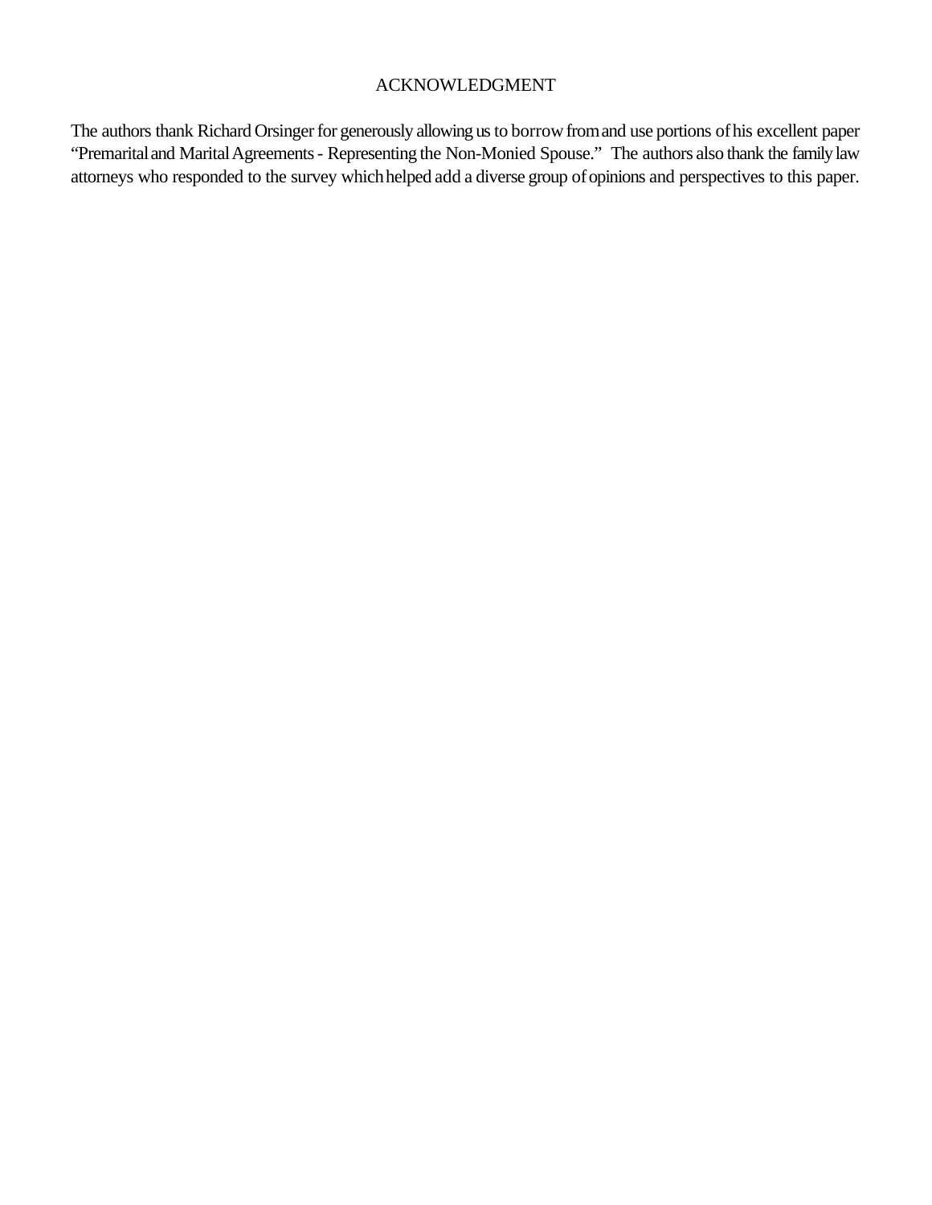# ACKNOWLEDGMENT

The authors thank Richard Orsinger for generously allowing us to borrow from and use portions of his excellent paper "Premarital and Marital Agreements - Representing the Non-Monied Spouse." The authors also thank the family law attorneys who responded to the survey which helped add a diverse group of opinions and perspectives to this paper.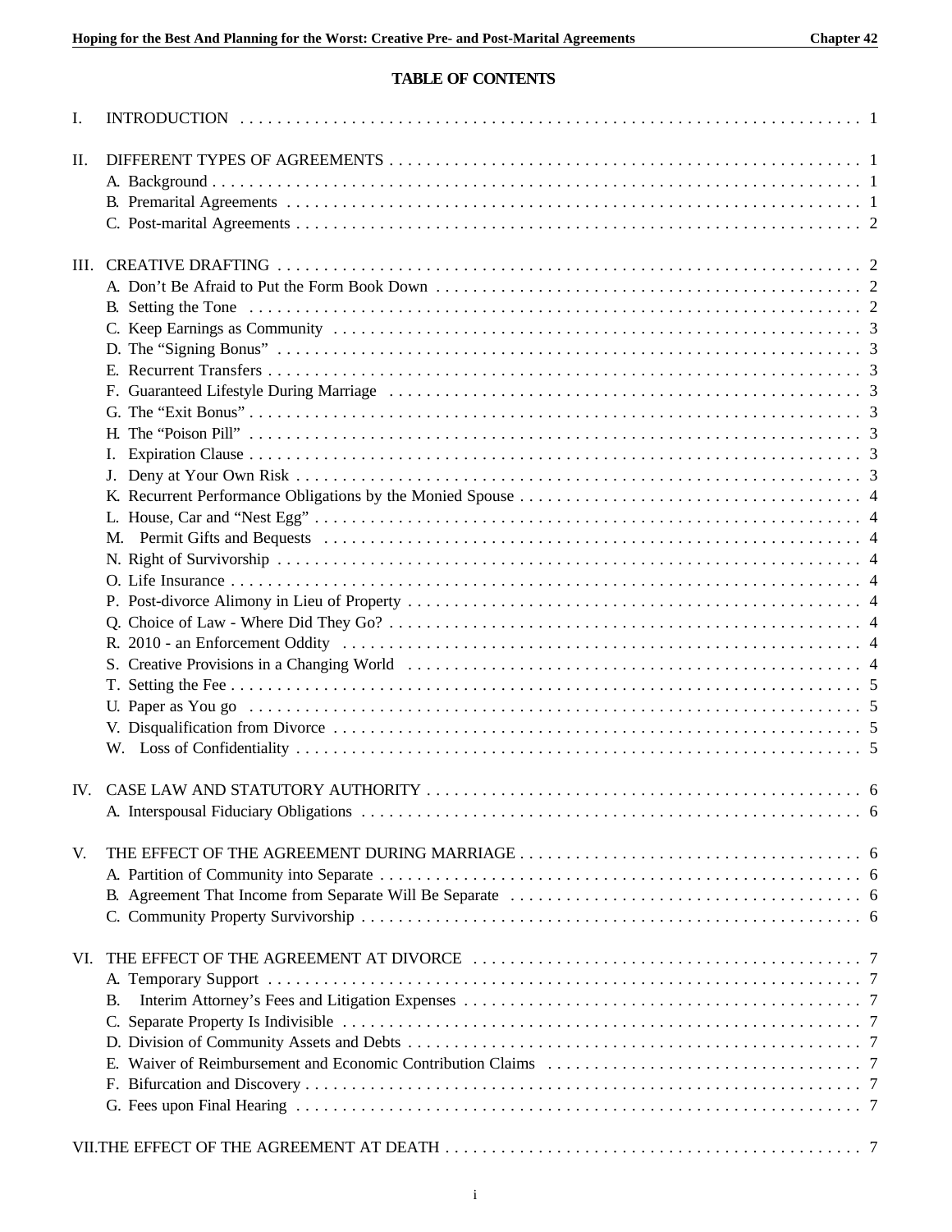## TABLE OF CONTENTS

I. INTRODUCTION . . . . . . . . . . 1

II. DIFFERENT TYPES OF AGREEMENTS . . . . . . . . . . 1
- A. Background . . . . . . . . . . 1
- B. Premarital Agreements . . . . . . . . . . 1
- C. Post-marital Agreements . . . . . . . . . . 2

III. CREATIVE DRAFTING . . . . . . . . . . 2
- A. Don't Be Afraid to Put the Form Book Down . . . . . . . . . . 2
- B. Setting the Tone . . . . . . . . . . 2
- C. Keep Earnings as Community . . . . . . . . . . 3
- D. The "Signing Bonus" . . . . . . . . . . 3
- E. Recurrent Transfers . . . . . . . . . . 3
- F. Guaranteed Lifestyle During Marriage . . . . . . . . . . 3
- G. The "Exit Bonus" . . . . . . . . . . 3
- H. The "Poison Pill" . . . . . . . . . . 3
- I. Expiration Clause . . . . . . . . . . 3
- J. Deny at Your Own Risk . . . . . . . . . . 3
- K. Recurrent Performance Obligations by the Monied Spouse . . . . . . . . . . 4
- L. House, Car and "Nest Egg" . . . . . . . . . . 4
- M. Permit Gifts and Bequests . . . . . . . . . . 4
- N. Right of Survivorship . . . . . . . . . . 4
- O. Life Insurance . . . . . . . . . . 4
- P. Post-divorce Alimony in Lieu of Property . . . . . . . . . . 4
- Q. Choice of Law - Where Did They Go? . . . . . . . . . . 4
- R. 2010 - an Enforcement Oddity . . . . . . . . . . 4
- S. Creative Provisions in a Changing World . . . . . . . . . . 4
- T. Setting the Fee . . . . . . . . . . 5
- U. Paper as You go . . . . . . . . . . 5
- V. Disqualification from Divorce . . . . . . . . . . 5
- W. Loss of Confidentiality . . . . . . . . . . 5

IV. CASE LAW AND STATUTORY AUTHORITY . . . . . . . . . . 6
- A. Interspousal Fiduciary Obligations . . . . . . . . . . 6

V. THE EFFECT OF THE AGREEMENT DURING MARRIAGE . . . . . . . . . . 6
- A. Partition of Community into Separate . . . . . . . . . . 6
- B. Agreement That Income from Separate Will Be Separate . . . . . . . . . . 6
- C. Community Property Survivorship . . . . . . . . . . 6

VI. THE EFFECT OF THE AGREEMENT AT DIVORCE . . . . . . . . . . 7
- A. Temporary Support . . . . . . . . . . 7
- B. Interim Attorney's Fees and Litigation Expenses . . . . . . . . . . 7
- C. Separate Property Is Indivisible . . . . . . . . . . 7
- D. Division of Community Assets and Debts . . . . . . . . . . 7
- E. Waiver of Reimbursement and Economic Contribution Claims . . . . . . . . . . 7
- F. Bifurcation and Discovery . . . . . . . . . . 7
- G. Fees upon Final Hearing . . . . . . . . . . 7

VII. THE EFFECT OF THE AGREEMENT AT DEATH . . . . . . . . . . 7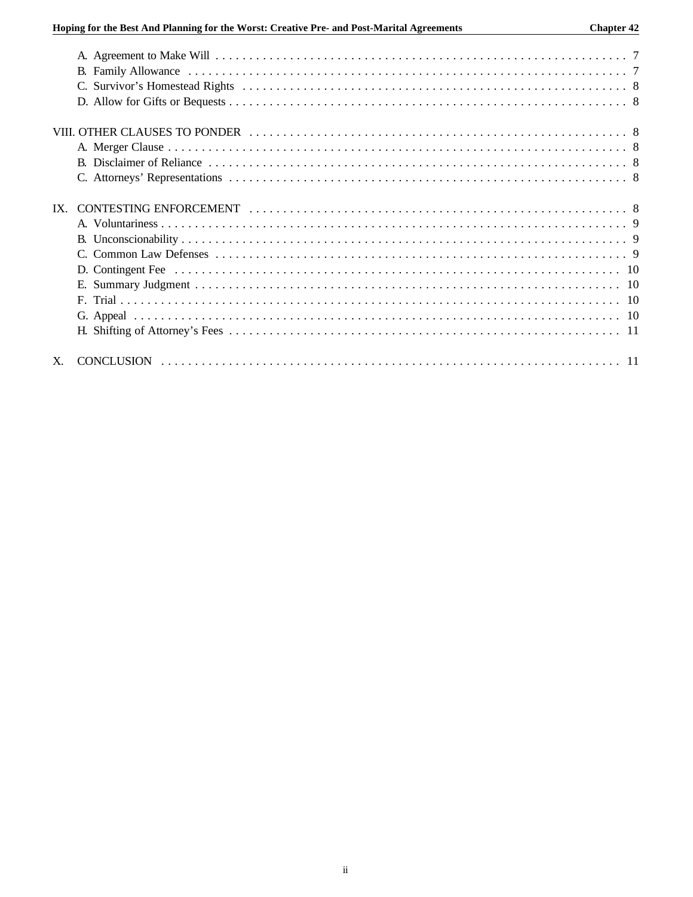- A. Agreement to Make Will . . . . . . . . . . . . . . . . . . . . . . . . . . . . . . . . . . . . . . . . . . . . . . . . . . . . . . . . . . . . . . . 7
- B. Family Allowance . . . . . . . . . . . . . . . . . . . . . . . . . . . . . . . . . . . . . . . . . . . . . . . . . . . . . . . . . . . . . . . . . 7
- C. Survivor's Homestead Rights . . . . . . . . . . . . . . . . . . . . . . . . . . . . . . . . . . . . . . . . . . . . . . . . . . . . . . . . . . 8
- D. Allow for Gifts or Bequests . . . . . . . . . . . . . . . . . . . . . . . . . . . . . . . . . . . . . . . . . . . . . . . . . . . . . . . . . . . 8

VIII. OTHER CLAUSES TO PONDER . . . . . . . . . . . . . . . . . . . . . . . . . . . . . . . . . . . . . . . . . . . . . . . . . . . . . . . . 8

- A. Merger Clause . . . . . . . . . . . . . . . . . . . . . . . . . . . . . . . . . . . . . . . . . . . . . . . . . . . . . . . . . . . . . . . . . . . 8
- B. Disclaimer of Reliance . . . . . . . . . . . . . . . . . . . . . . . . . . . . . . . . . . . . . . . . . . . . . . . . . . . . . . . . . . . . . . 8
- C. Attorneys' Representations . . . . . . . . . . . . . . . . . . . . . . . . . . . . . . . . . . . . . . . . . . . . . . . . . . . . . . . . . . 8

IX. CONTESTING ENFORCEMENT . . . . . . . . . . . . . . . . . . . . . . . . . . . . . . . . . . . . . . . . . . . . . . . . . . . . . . . . 8

- A. Voluntariness . . . . . . . . . . . . . . . . . . . . . . . . . . . . . . . . . . . . . . . . . . . . . . . . . . . . . . . . . . . . . . . . . . . 9
- B. Unconscionability . . . . . . . . . . . . . . . . . . . . . . . . . . . . . . . . . . . . . . . . . . . . . . . . . . . . . . . . . . . . . . . . 9
- C. Common Law Defenses . . . . . . . . . . . . . . . . . . . . . . . . . . . . . . . . . . . . . . . . . . . . . . . . . . . . . . . . . . . . 9
- D. Contingent Fee . . . . . . . . . . . . . . . . . . . . . . . . . . . . . . . . . . . . . . . . . . . . . . . . . . . . . . . . . . . . . . . . . 10
- E. Summary Judgment . . . . . . . . . . . . . . . . . . . . . . . . . . . . . . . . . . . . . . . . . . . . . . . . . . . . . . . . . . . . . . 10
- F. Trial . . . . . . . . . . . . . . . . . . . . . . . . . . . . . . . . . . . . . . . . . . . . . . . . . . . . . . . . . . . . . . . . . . . . . . . . 10
- G. Appeal . . . . . . . . . . . . . . . . . . . . . . . . . . . . . . . . . . . . . . . . . . . . . . . . . . . . . . . . . . . . . . . . . . . . . 10
- H. Shifting of Attorney's Fees . . . . . . . . . . . . . . . . . . . . . . . . . . . . . . . . . . . . . . . . . . . . . . . . . . . . . . . . . 11

X. CONCLUSION . . . . . . . . . . . . . . . . . . . . . . . . . . . . . . . . . . . . . . . . . . . . . . . . . . . . . . . . . . . . . . . . . 11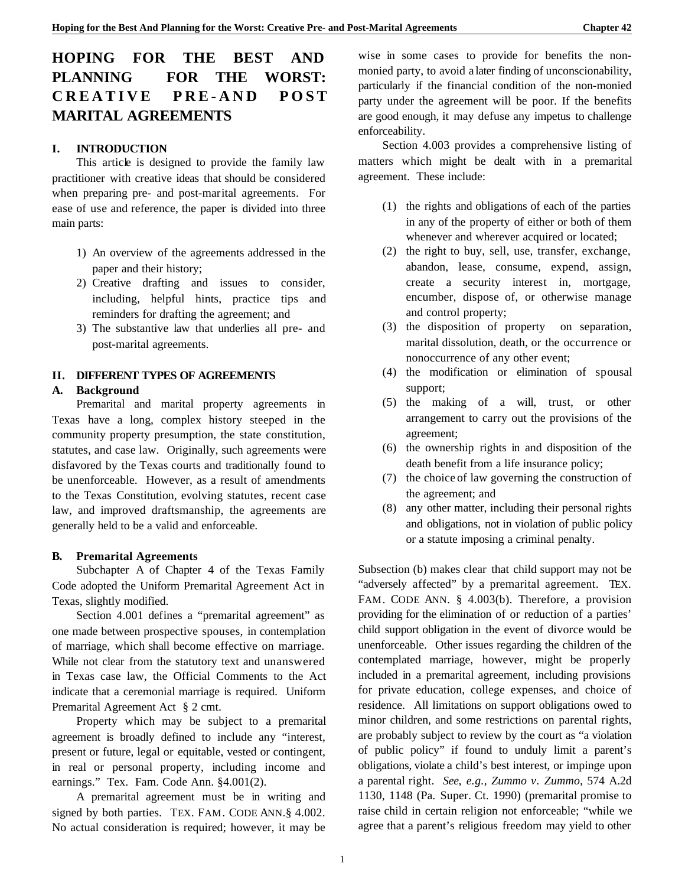# HOPING FOR THE BEST AND PLANNING FOR THE WORST: CREATIVE PRE-AND POST MARITAL AGREEMENTS

## I. INTRODUCTION

This article is designed to provide the family law practitioner with creative ideas that should be considered when preparing pre- and post-marital agreements. For ease of use and reference, the paper is divided into three main parts:

1) An overview of the agreements addressed in the paper and their history;
2) Creative drafting and issues to consider, including, helpful hints, practice tips and reminders for drafting the agreement; and
3) The substantive law that underlies all pre- and post-marital agreements.

## II. DIFFERENT TYPES OF AGREEMENTS

### A. Background

Premarital and marital property agreements in Texas have a long, complex history steeped in the community property presumption, the state constitution, statutes, and case law. Originally, such agreements were disfavored by the Texas courts and traditionally found to be unenforceable. However, as a result of amendments to the Texas Constitution, evolving statutes, recent case law, and improved draftsmanship, the agreements are generally held to be a valid and enforceable.

### B. Premarital Agreements

Subchapter A of Chapter 4 of the Texas Family Code adopted the Uniform Premarital Agreement Act in Texas, slightly modified.

Section 4.001 defines a "premarital agreement" as one made between prospective spouses, in contemplation of marriage, which shall become effective on marriage. While not clear from the statutory text and unanswered in Texas case law, the Official Comments to the Act indicate that a ceremonial marriage is required. Uniform Premarital Agreement Act § 2 cmt.

Property which may be subject to a premarital agreement is broadly defined to include any "interest, present or future, legal or equitable, vested or contingent, in real or personal property, including income and earnings." Tex. Fam. Code Ann. §4.001(2).

A premarital agreement must be in writing and signed by both parties. TEX. FAM. CODE ANN.§ 4.002. No actual consideration is required; however, it may be wise in some cases to provide for benefits the non-monied party, to avoid a later finding of unconscionability, particularly if the financial condition of the non-monied party under the agreement will be poor. If the benefits are good enough, it may defuse any impetus to challenge enforceability.

Section 4.003 provides a comprehensive listing of matters which might be dealt with in a premarital agreement. These include:

(1) the rights and obligations of each of the parties in any of the property of either or both of them whenever and wherever acquired or located;
(2) the right to buy, sell, use, transfer, exchange, abandon, lease, consume, expend, assign, create a security interest in, mortgage, encumber, dispose of, or otherwise manage and control property;
(3) the disposition of property on separation, marital dissolution, death, or the occurrence or nonoccurrence of any other event;
(4) the modification or elimination of spousal support;
(5) the making of a will, trust, or other arrangement to carry out the provisions of the agreement;
(6) the ownership rights in and disposition of the death benefit from a life insurance policy;
(7) the choice of law governing the construction of the agreement; and
(8) any other matter, including their personal rights and obligations, not in violation of public policy or a statute imposing a criminal penalty.

Subsection (b) makes clear that child support may not be "adversely affected" by a premarital agreement. TEX. FAM. CODE ANN. § 4.003(b). Therefore, a provision providing for the elimination of or reduction of a parties' child support obligation in the event of divorce would be unenforceable. Other issues regarding the children of the contemplated marriage, however, might be properly included in a premarital agreement, including provisions for private education, college expenses, and choice of residence. All limitations on support obligations owed to minor children, and some restrictions on parental rights, are probably subject to review by the court as "a violation of public policy" if found to unduly limit a parent's obligations, violate a child's best interest, or impinge upon a parental right. *See, e.g., Zummo v. Zummo,* 574 A.2d 1130, 1148 (Pa. Super. Ct. 1990) (premarital promise to raise child in certain religion not enforceable; "while we agree that a parent's religious freedom may yield to other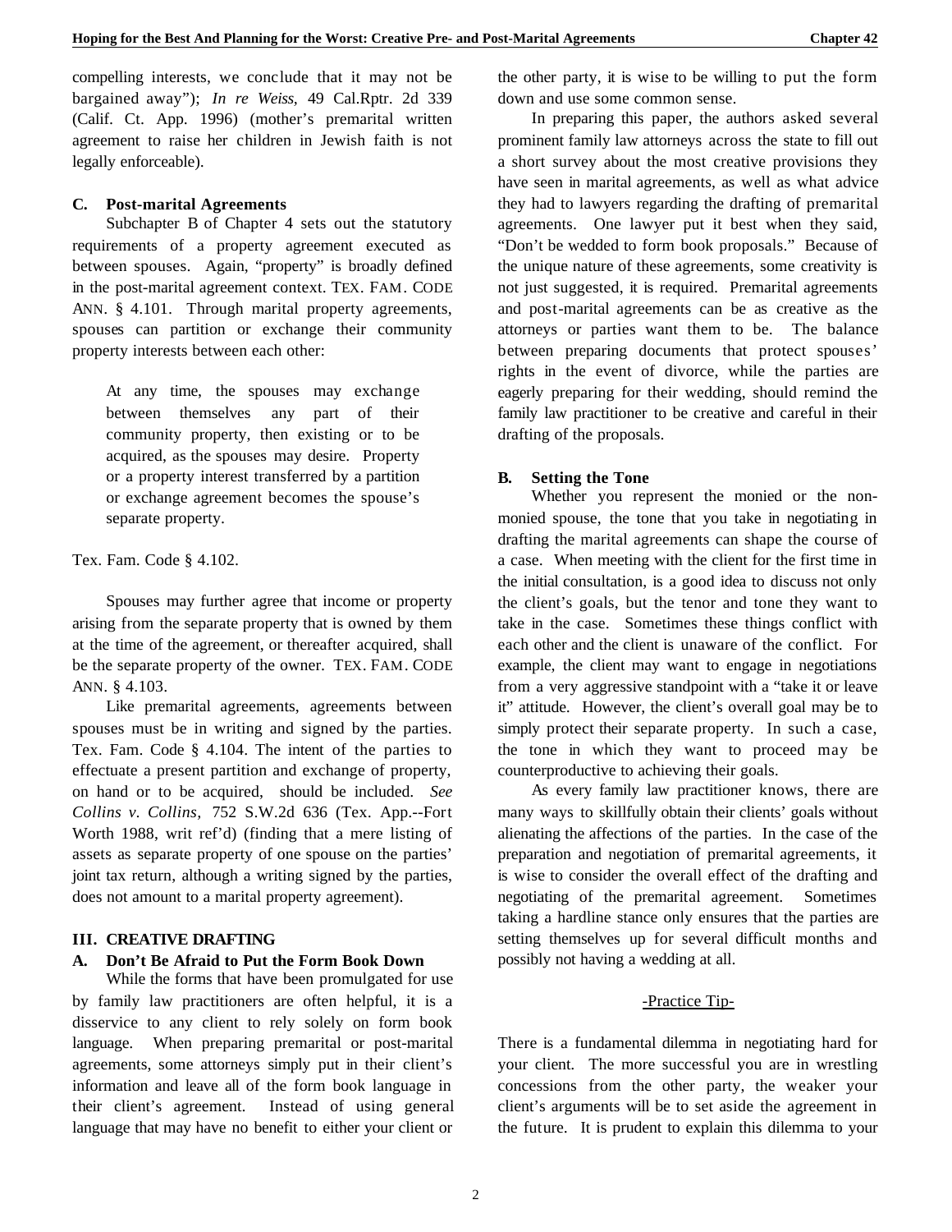compelling interests, we conclude that it may not be bargained away"); *In re Weiss*, 49 Cal.Rptr. 2d 339 (Calif. Ct. App. 1996) (mother's premarital written agreement to raise her children in Jewish faith is not legally enforceable).

### C. Post-marital Agreements

Subchapter B of Chapter 4 sets out the statutory requirements of a property agreement executed as between spouses. Again, "property" is broadly defined in the post-marital agreement context. TEX. FAM. CODE ANN. § 4.101. Through marital property agreements, spouses can partition or exchange their community property interests between each other:

> At any time, the spouses may exchange between themselves any part of their community property, then existing or to be acquired, as the spouses may desire. Property or a property interest transferred by a partition or exchange agreement becomes the spouse's separate property.

Tex. Fam. Code § 4.102.

Spouses may further agree that income or property arising from the separate property that is owned by them at the time of the agreement, or thereafter acquired, shall be the separate property of the owner. TEX. FAM. CODE ANN. § 4.103.

Like premarital agreements, agreements between spouses must be in writing and signed by the parties. Tex. Fam. Code § 4.104. The intent of the parties to effectuate a present partition and exchange of property, on hand or to be acquired, should be included. *See Collins v. Collins,* 752 S.W.2d 636 (Tex. App.--Fort Worth 1988, writ ref'd) (finding that a mere listing of assets as separate property of one spouse on the parties' joint tax return, although a writing signed by the parties, does not amount to a marital property agreement).

## III. CREATIVE DRAFTING

### A. Don't Be Afraid to Put the Form Book Down

While the forms that have been promulgated for use by family law practitioners are often helpful, it is a disservice to any client to rely solely on form book language. When preparing premarital or post-marital agreements, some attorneys simply put in their client's information and leave all of the form book language in their client's agreement. Instead of using general language that may have no benefit to either your client or the other party, it is wise to be willing to put the form down and use some common sense.

In preparing this paper, the authors asked several prominent family law attorneys across the state to fill out a short survey about the most creative provisions they have seen in marital agreements, as well as what advice they had to lawyers regarding the drafting of premarital agreements. One lawyer put it best when they said, "Don't be wedded to form book proposals." Because of the unique nature of these agreements, some creativity is not just suggested, it is required. Premarital agreements and post-marital agreements can be as creative as the attorneys or parties want them to be. The balance between preparing documents that protect spouses' rights in the event of divorce, while the parties are eagerly preparing for their wedding, should remind the family law practitioner to be creative and careful in their drafting of the proposals.

### B. Setting the Tone

Whether you represent the monied or the non-monied spouse, the tone that you take in negotiating in drafting the marital agreements can shape the course of a case. When meeting with the client for the first time in the initial consultation, is a good idea to discuss not only the client's goals, but the tenor and tone they want to take in the case. Sometimes these things conflict with each other and the client is unaware of the conflict. For example, the client may want to engage in negotiations from a very aggressive standpoint with a "take it or leave it" attitude. However, the client's overall goal may be to simply protect their separate property. In such a case, the tone in which they want to proceed may be counterproductive to achieving their goals.

As every family law practitioner knows, there are many ways to skillfully obtain their clients' goals without alienating the affections of the parties. In the case of the preparation and negotiation of premarital agreements, it is wise to consider the overall effect of the drafting and negotiating of the premarital agreement. Sometimes taking a hardline stance only ensures that the parties are setting themselves up for several difficult months and possibly not having a wedding at all.

-Practice Tip-

There is a fundamental dilemma in negotiating hard for your client. The more successful you are in wrestling concessions from the other party, the weaker your client's arguments will be to set aside the agreement in the future. It is prudent to explain this dilemma to your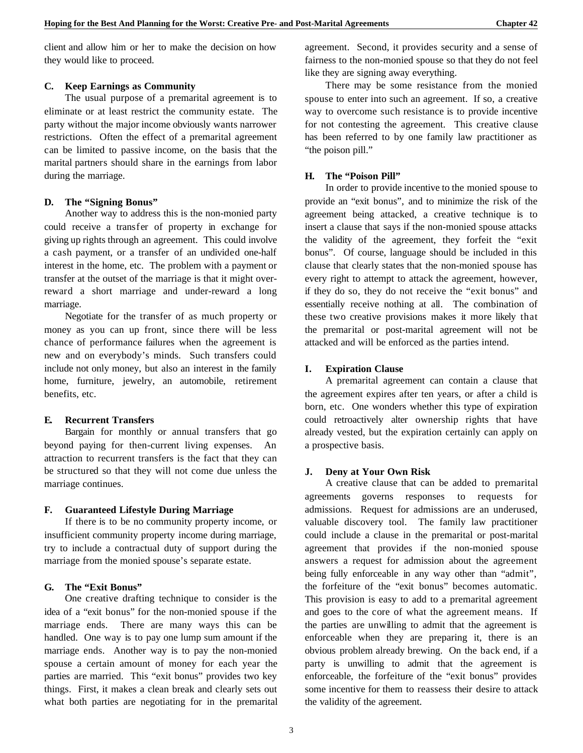client and allow him or her to make the decision on how they would like to proceed.

### C. Keep Earnings as Community

The usual purpose of a premarital agreement is to eliminate or at least restrict the community estate. The party without the major income obviously wants narrower restrictions. Often the effect of a premarital agreement can be limited to passive income, on the basis that the marital partners should share in the earnings from labor during the marriage.

### D. The "Signing Bonus"

Another way to address this is the non-monied party could receive a transfer of property in exchange for giving up rights through an agreement. This could involve a cash payment, or a transfer of an undivided one-half interest in the home, etc. The problem with a payment or transfer at the outset of the marriage is that it might over-reward a short marriage and under-reward a long marriage.

Negotiate for the transfer of as much property or money as you can up front, since there will be less chance of performance failures when the agreement is new and on everybody's minds. Such transfers could include not only money, but also an interest in the family home, furniture, jewelry, an automobile, retirement benefits, etc.

### E. Recurrent Transfers

Bargain for monthly or annual transfers that go beyond paying for then-current living expenses. An attraction to recurrent transfers is the fact that they can be structured so that they will not come due unless the marriage continues.

### F. Guaranteed Lifestyle During Marriage

If there is to be no community property income, or insufficient community property income during marriage, try to include a contractual duty of support during the marriage from the monied spouse's separate estate.

### G. The "Exit Bonus"

One creative drafting technique to consider is the idea of a "exit bonus" for the non-monied spouse if the marriage ends. There are many ways this can be handled. One way is to pay one lump sum amount if the marriage ends. Another way is to pay the non-monied spouse a certain amount of money for each year the parties are married. This "exit bonus" provides two key things. First, it makes a clean break and clearly sets out what both parties are negotiating for in the premarital agreement. Second, it provides security and a sense of fairness to the non-monied spouse so that they do not feel like they are signing away everything.

There may be some resistance from the monied spouse to enter into such an agreement. If so, a creative way to overcome such resistance is to provide incentive for not contesting the agreement. This creative clause has been referred to by one family law practitioner as "the poison pill."

### H. The "Poison Pill"

In order to provide incentive to the monied spouse to provide an "exit bonus", and to minimize the risk of the agreement being attacked, a creative technique is to insert a clause that says if the non-monied spouse attacks the validity of the agreement, they forfeit the "exit bonus". Of course, language should be included in this clause that clearly states that the non-monied spouse has every right to attempt to attack the agreement, however, if they do so, they do not receive the "exit bonus" and essentially receive nothing at all. The combination of these two creative provisions makes it more likely that the premarital or post-marital agreement will not be attacked and will be enforced as the parties intend.

### I. Expiration Clause

A premarital agreement can contain a clause that the agreement expires after ten years, or after a child is born, etc. One wonders whether this type of expiration could retroactively alter ownership rights that have already vested, but the expiration certainly can apply on a prospective basis.

### J. Deny at Your Own Risk

A creative clause that can be added to premarital agreements governs responses to requests for admissions. Request for admissions are an underused, valuable discovery tool. The family law practitioner could include a clause in the premarital or post-marital agreement that provides if the non-monied spouse answers a request for admission about the agreement being fully enforceable in any way other than "admit", the forfeiture of the "exit bonus" becomes automatic. This provision is easy to add to a premarital agreement and goes to the core of what the agreement means. If the parties are unwilling to admit that the agreement is enforceable when they are preparing it, there is an obvious problem already brewing. On the back end, if a party is unwilling to admit that the agreement is enforceable, the forfeiture of the "exit bonus" provides some incentive for them to reassess their desire to attack the validity of the agreement.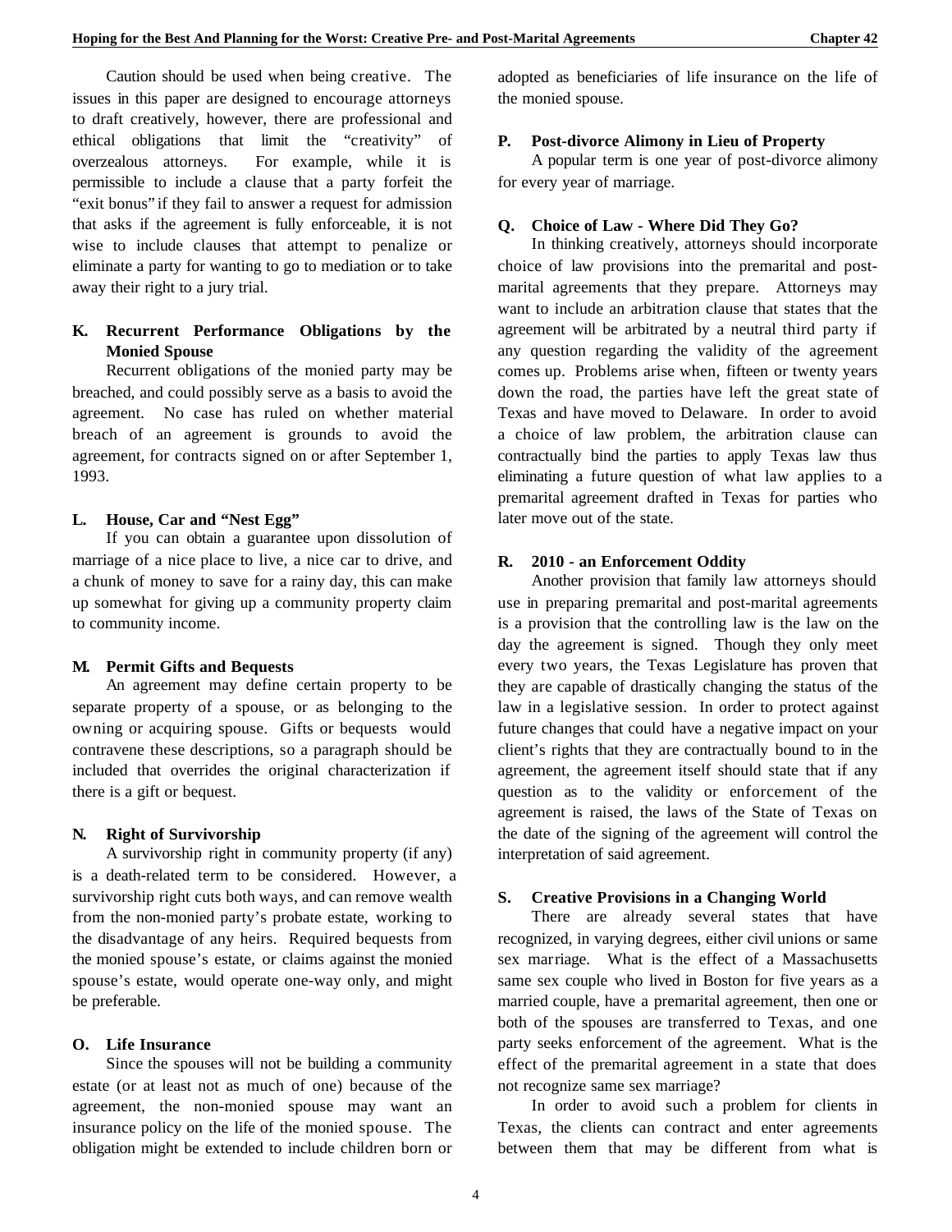Caution should be used when being creative. The issues in this paper are designed to encourage attorneys to draft creatively, however, there are professional and ethical obligations that limit the "creativity" of overzealous attorneys. For example, while it is permissible to include a clause that a party forfeit the "exit bonus" if they fail to answer a request for admission that asks if the agreement is fully enforceable, it is not wise to include clauses that attempt to penalize or eliminate a party for wanting to go to mediation or to take away their right to a jury trial.

### K. Recurrent Performance Obligations by the Monied Spouse

Recurrent obligations of the monied party may be breached, and could possibly serve as a basis to avoid the agreement. No case has ruled on whether material breach of an agreement is grounds to avoid the agreement, for contracts signed on or after September 1, 1993.

### L. House, Car and "Nest Egg"

If you can obtain a guarantee upon dissolution of marriage of a nice place to live, a nice car to drive, and a chunk of money to save for a rainy day, this can make up somewhat for giving up a community property claim to community income.

### M. Permit Gifts and Bequests

An agreement may define certain property to be separate property of a spouse, or as belonging to the owning or acquiring spouse. Gifts or bequests would contravene these descriptions, so a paragraph should be included that overrides the original characterization if there is a gift or bequest.

### N. Right of Survivorship

A survivorship right in community property (if any) is a death-related term to be considered. However, a survivorship right cuts both ways, and can remove wealth from the non-monied party's probate estate, working to the disadvantage of any heirs. Required bequests from the monied spouse's estate, or claims against the monied spouse's estate, would operate one-way only, and might be preferable.

### O. Life Insurance

Since the spouses will not be building a community estate (or at least not as much of one) because of the agreement, the non-monied spouse may want an insurance policy on the life of the monied spouse. The obligation might be extended to include children born or adopted as beneficiaries of life insurance on the life of the monied spouse.

### P. Post-divorce Alimony in Lieu of Property

A popular term is one year of post-divorce alimony for every year of marriage.

### Q. Choice of Law - Where Did They Go?

In thinking creatively, attorneys should incorporate choice of law provisions into the premarital and post-marital agreements that they prepare. Attorneys may want to include an arbitration clause that states that the agreement will be arbitrated by a neutral third party if any question regarding the validity of the agreement comes up. Problems arise when, fifteen or twenty years down the road, the parties have left the great state of Texas and have moved to Delaware. In order to avoid a choice of law problem, the arbitration clause can contractually bind the parties to apply Texas law thus eliminating a future question of what law applies to a premarital agreement drafted in Texas for parties who later move out of the state.

### R. 2010 - an Enforcement Oddity

Another provision that family law attorneys should use in preparing premarital and post-marital agreements is a provision that the controlling law is the law on the day the agreement is signed. Though they only meet every two years, the Texas Legislature has proven that they are capable of drastically changing the status of the law in a legislative session. In order to protect against future changes that could have a negative impact on your client's rights that they are contractually bound to in the agreement, the agreement itself should state that if any question as to the validity or enforcement of the agreement is raised, the laws of the State of Texas on the date of the signing of the agreement will control the interpretation of said agreement.

### S. Creative Provisions in a Changing World

There are already several states that have recognized, in varying degrees, either civil unions or same sex marriage. What is the effect of a Massachusetts same sex couple who lived in Boston for five years as a married couple, have a premarital agreement, then one or both of the spouses are transferred to Texas, and one party seeks enforcement of the agreement. What is the effect of the premarital agreement in a state that does not recognize same sex marriage?

In order to avoid such a problem for clients in Texas, the clients can contract and enter agreements between them that may be different from what is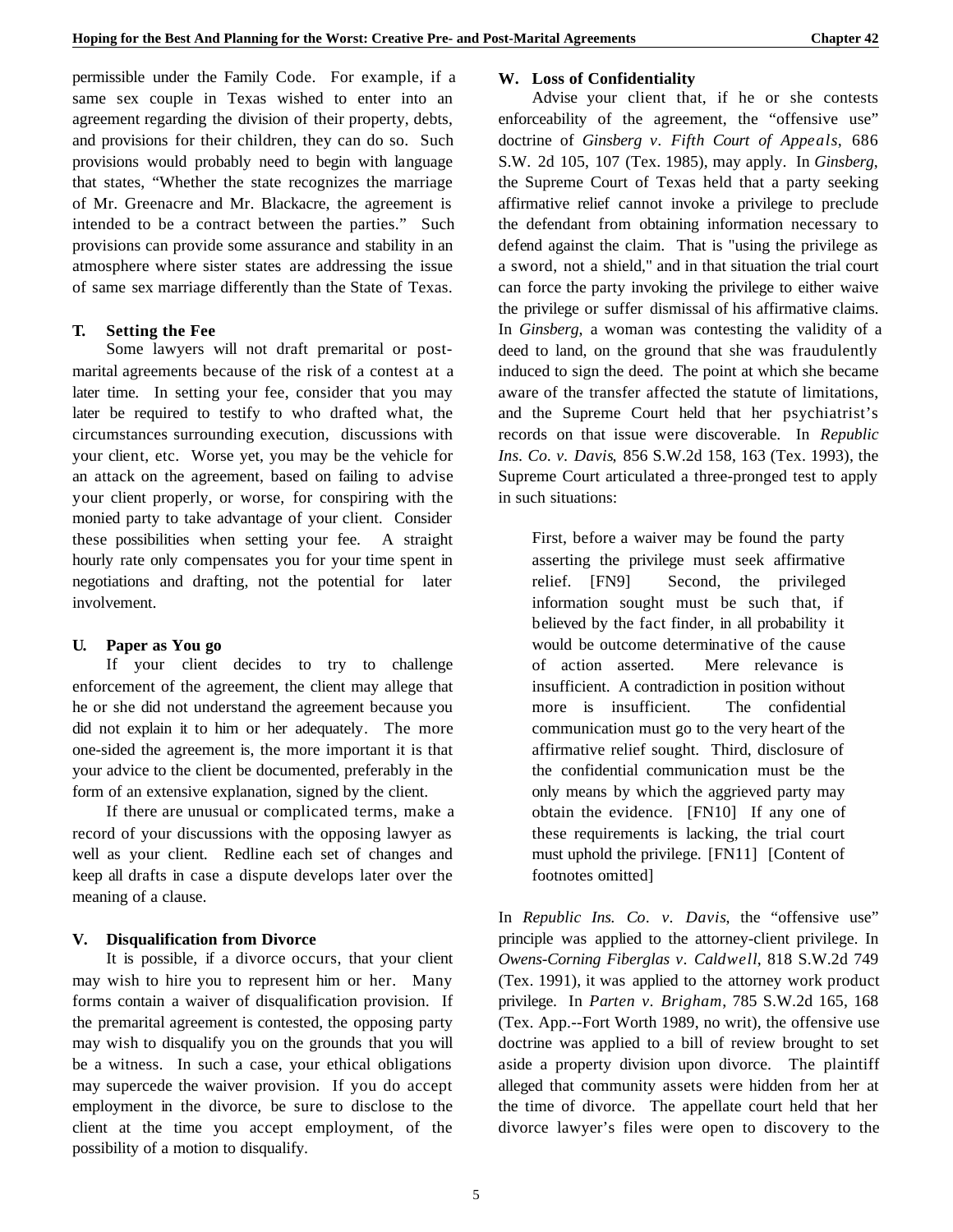permissible under the Family Code. For example, if a same sex couple in Texas wished to enter into an agreement regarding the division of their property, debts, and provisions for their children, they can do so. Such provisions would probably need to begin with language that states, "Whether the state recognizes the marriage of Mr. Greenacre and Mr. Blackacre, the agreement is intended to be a contract between the parties." Such provisions can provide some assurance and stability in an atmosphere where sister states are addressing the issue of same sex marriage differently than the State of Texas.

### T. Setting the Fee

Some lawyers will not draft premarital or post-marital agreements because of the risk of a contest at a later time. In setting your fee, consider that you may later be required to testify to who drafted what, the circumstances surrounding execution, discussions with your client, etc. Worse yet, you may be the vehicle for an attack on the agreement, based on failing to advise your client properly, or worse, for conspiring with the monied party to take advantage of your client. Consider these possibilities when setting your fee. A straight hourly rate only compensates you for your time spent in negotiations and drafting, not the potential for later involvement.

### U. Paper as You go

If your client decides to try to challenge enforcement of the agreement, the client may allege that he or she did not understand the agreement because you did not explain it to him or her adequately. The more one-sided the agreement is, the more important it is that your advice to the client be documented, preferably in the form of an extensive explanation, signed by the client.

If there are unusual or complicated terms, make a record of your discussions with the opposing lawyer as well as your client. Redline each set of changes and keep all drafts in case a dispute develops later over the meaning of a clause.

### V. Disqualification from Divorce

It is possible, if a divorce occurs, that your client may wish to hire you to represent him or her. Many forms contain a waiver of disqualification provision. If the premarital agreement is contested, the opposing party may wish to disqualify you on the grounds that you will be a witness. In such a case, your ethical obligations may supercede the waiver provision. If you do accept employment in the divorce, be sure to disclose to the client at the time you accept employment, of the possibility of a motion to disqualify.

### W. Loss of Confidentiality

Advise your client that, if he or she contests enforceability of the agreement, the "offensive use" doctrine of *Ginsberg v. Fifth Court of Appeals*, 686 S.W. 2d 105, 107 (Tex. 1985), may apply. In *Ginsberg*, the Supreme Court of Texas held that a party seeking affirmative relief cannot invoke a privilege to preclude the defendant from obtaining information necessary to defend against the claim. That is "using the privilege as a sword, not a shield," and in that situation the trial court can force the party invoking the privilege to either waive the privilege or suffer dismissal of his affirmative claims. In *Ginsberg*, a woman was contesting the validity of a deed to land, on the ground that she was fraudulently induced to sign the deed. The point at which she became aware of the transfer affected the statute of limitations, and the Supreme Court held that her psychiatrist's records on that issue were discoverable. In *Republic Ins. Co. v. Davis*, 856 S.W.2d 158, 163 (Tex. 1993), the Supreme Court articulated a three-pronged test to apply in such situations:

> First, before a waiver may be found the party asserting the privilege must seek affirmative relief. [FN9] Second, the privileged information sought must be such that, if believed by the fact finder, in all probability it would be outcome determinative of the cause of action asserted. Mere relevance is insufficient. A contradiction in position without more is insufficient. The confidential communication must go to the very heart of the affirmative relief sought. Third, disclosure of the confidential communication must be the only means by which the aggrieved party may obtain the evidence. [FN10] If any one of these requirements is lacking, the trial court must uphold the privilege. [FN11] [Content of footnotes omitted]

In *Republic Ins. Co. v. Davis*, the "offensive use" principle was applied to the attorney-client privilege. In *Owens-Corning Fiberglas v. Caldwell*, 818 S.W.2d 749 (Tex. 1991), it was applied to the attorney work product privilege. In *Parten v. Brigham*, 785 S.W.2d 165, 168 (Tex. App.--Fort Worth 1989, no writ), the offensive use doctrine was applied to a bill of review brought to set aside a property division upon divorce. The plaintiff alleged that community assets were hidden from her at the time of divorce. The appellate court held that her divorce lawyer's files were open to discovery to the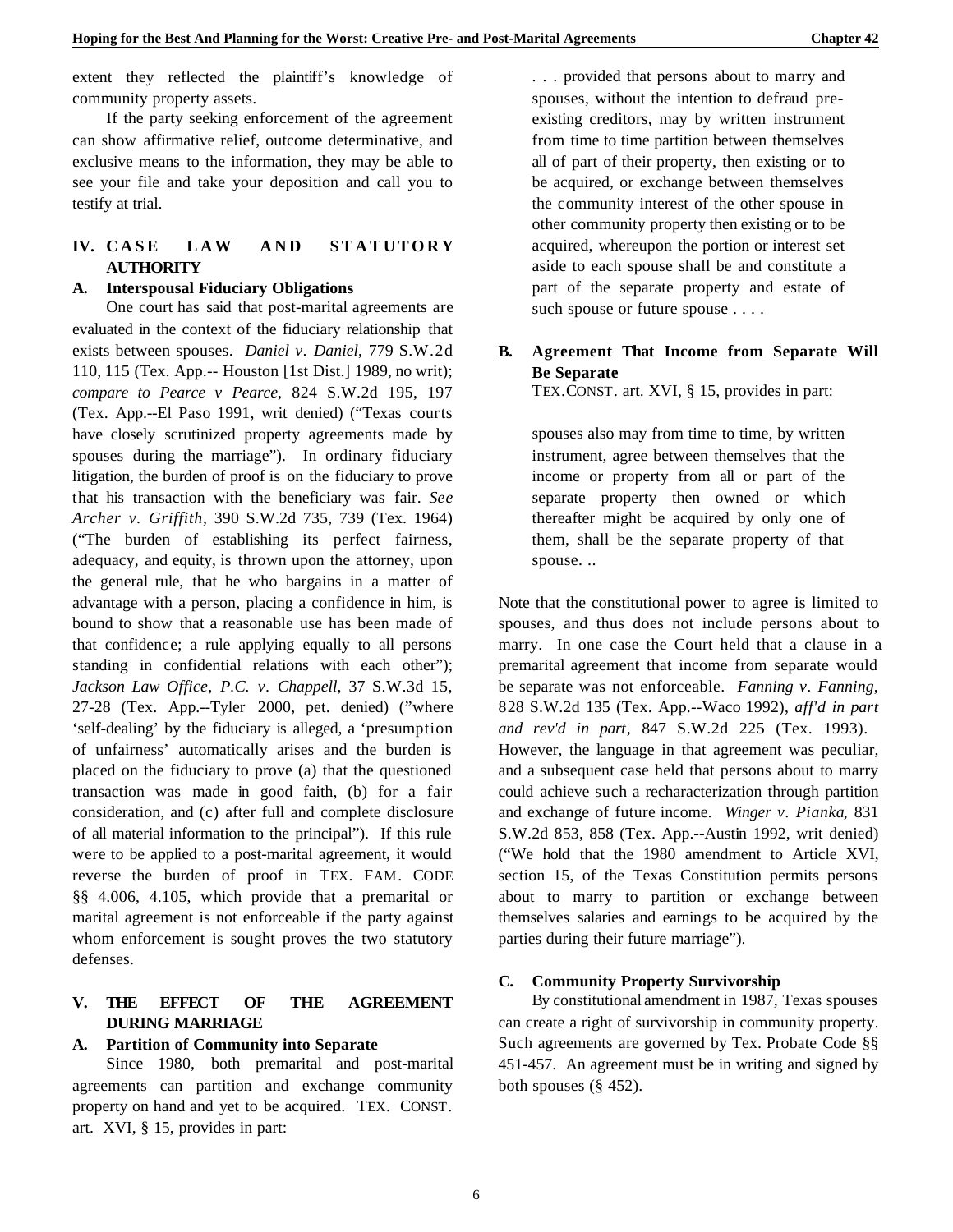extent they reflected the plaintiff's knowledge of community property assets.

If the party seeking enforcement of the agreement can show affirmative relief, outcome determinative, and exclusive means to the information, they may be able to see your file and take your deposition and call you to testify at trial.

## IV. CASE LAW AND STATUTORY AUTHORITY

### A. Interspousal Fiduciary Obligations

One court has said that post-marital agreements are evaluated in the context of the fiduciary relationship that exists between spouses. *Daniel v. Daniel*, 779 S.W.2d 110, 115 (Tex. App.-- Houston [1st Dist.] 1989, no writ); *compare to Pearce v Pearce*, 824 S.W.2d 195, 197 (Tex. App.--El Paso 1991, writ denied) ("Texas courts have closely scrutinized property agreements made by spouses during the marriage"). In ordinary fiduciary litigation, the burden of proof is on the fiduciary to prove that his transaction with the beneficiary was fair. *See Archer v. Griffith*, 390 S.W.2d 735, 739 (Tex. 1964) ("The burden of establishing its perfect fairness, adequacy, and equity, is thrown upon the attorney, upon the general rule, that he who bargains in a matter of advantage with a person, placing a confidence in him, is bound to show that a reasonable use has been made of that confidence; a rule applying equally to all persons standing in confidential relations with each other"); *Jackson Law Office, P.C. v. Chappell*, 37 S.W.3d 15, 27-28 (Tex. App.--Tyler 2000, pet. denied) ("where 'self-dealing' by the fiduciary is alleged, a 'presumption of unfairness' automatically arises and the burden is placed on the fiduciary to prove (a) that the questioned transaction was made in good faith, (b) for a fair consideration, and (c) after full and complete disclosure of all material information to the principal"). If this rule were to be applied to a post-marital agreement, it would reverse the burden of proof in TEX. FAM. CODE §§ 4.006, 4.105, which provide that a premarital or marital agreement is not enforceable if the party against whom enforcement is sought proves the two statutory defenses.

## V. THE EFFECT OF THE AGREEMENT DURING MARRIAGE

### A. Partition of Community into Separate

Since 1980, both premarital and post-marital agreements can partition and exchange community property on hand and yet to be acquired. TEX. CONST. art. XVI, § 15, provides in part:

> . . . provided that persons about to marry and spouses, without the intention to defraud pre-existing creditors, may by written instrument from time to time partition between themselves all of part of their property, then existing or to be acquired, or exchange between themselves the community interest of the other spouse in other community property then existing or to be acquired, whereupon the portion or interest set aside to each spouse shall be and constitute a part of the separate property and estate of such spouse or future spouse . . . .

### B. Agreement That Income from Separate Will Be Separate

TEX.CONST. art. XVI, § 15, provides in part:

> spouses also may from time to time, by written instrument, agree between themselves that the income or property from all or part of the separate property then owned or which thereafter might be acquired by only one of them, shall be the separate property of that spouse. ..

Note that the constitutional power to agree is limited to spouses, and thus does not include persons about to marry. In one case the Court held that a clause in a premarital agreement that income from separate would be separate was not enforceable. *Fanning v. Fanning*, 828 S.W.2d 135 (Tex. App.--Waco 1992), *aff'd in part and rev'd in part*, 847 S.W.2d 225 (Tex. 1993). However, the language in that agreement was peculiar, and a subsequent case held that persons about to marry could achieve such a recharacterization through partition and exchange of future income. *Winger v. Pianka*, 831 S.W.2d 853, 858 (Tex. App.--Austin 1992, writ denied) ("We hold that the 1980 amendment to Article XVI, section 15, of the Texas Constitution permits persons about to marry to partition or exchange between themselves salaries and earnings to be acquired by the parties during their future marriage").

### C. Community Property Survivorship

By constitutional amendment in 1987, Texas spouses can create a right of survivorship in community property. Such agreements are governed by Tex. Probate Code §§ 451-457. An agreement must be in writing and signed by both spouses (§ 452).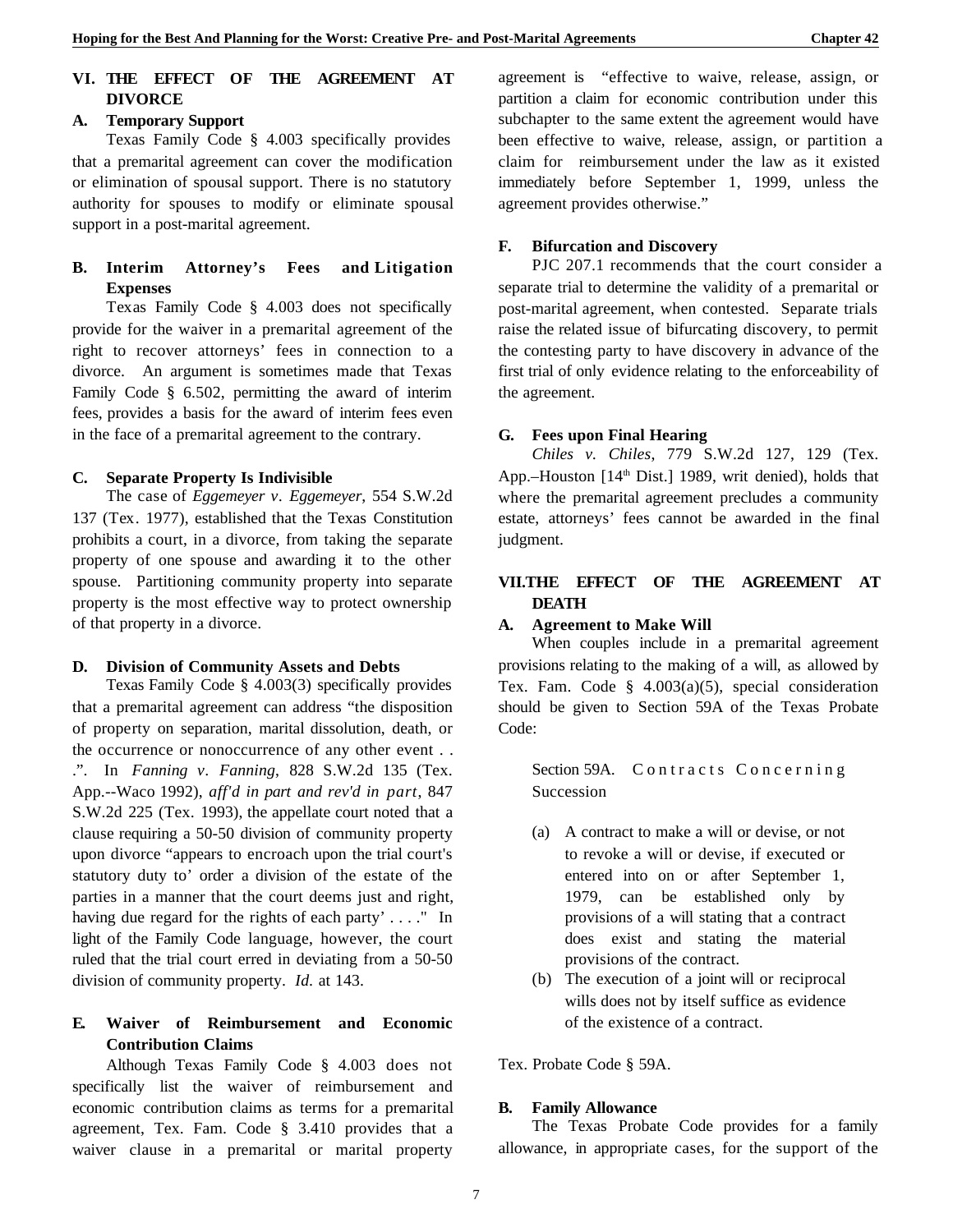## VI. THE EFFECT OF THE AGREEMENT AT DIVORCE

### A. Temporary Support

Texas Family Code § 4.003 specifically provides that a premarital agreement can cover the modification or elimination of spousal support. There is no statutory authority for spouses to modify or eliminate spousal support in a post-marital agreement.

### B. Interim Attorney's Fees and Litigation Expenses

Texas Family Code § 4.003 does not specifically provide for the waiver in a premarital agreement of the right to recover attorneys' fees in connection to a divorce. An argument is sometimes made that Texas Family Code § 6.502, permitting the award of interim fees, provides a basis for the award of interim fees even in the face of a premarital agreement to the contrary.

### C. Separate Property Is Indivisible

The case of *Eggemeyer v. Eggemeyer*, 554 S.W.2d 137 (Tex. 1977), established that the Texas Constitution prohibits a court, in a divorce, from taking the separate property of one spouse and awarding it to the other spouse. Partitioning community property into separate property is the most effective way to protect ownership of that property in a divorce.

### D. Division of Community Assets and Debts

Texas Family Code § 4.003(3) specifically provides that a premarital agreement can address "the disposition of property on separation, marital dissolution, death, or the occurrence or nonoccurrence of any other event . . .". In *Fanning v. Fanning*, 828 S.W.2d 135 (Tex. App.--Waco 1992), *aff'd in part and rev'd in part*, 847 S.W.2d 225 (Tex. 1993), the appellate court noted that a clause requiring a 50-50 division of community property upon divorce "appears to encroach upon the trial court's statutory duty to' order a division of the estate of the parties in a manner that the court deems just and right, having due regard for the rights of each party' . . . ." In light of the Family Code language, however, the court ruled that the trial court erred in deviating from a 50-50 division of community property. *Id.* at 143.

### E. Waiver of Reimbursement and Economic Contribution Claims

Although Texas Family Code § 4.003 does not specifically list the waiver of reimbursement and economic contribution claims as terms for a premarital agreement, Tex. Fam. Code § 3.410 provides that a waiver clause in a premarital or marital property agreement is "effective to waive, release, assign, or partition a claim for economic contribution under this subchapter to the same extent the agreement would have been effective to waive, release, assign, or partition a claim for reimbursement under the law as it existed immediately before September 1, 1999, unless the agreement provides otherwise."

### F. Bifurcation and Discovery

PJC 207.1 recommends that the court consider a separate trial to determine the validity of a premarital or post-marital agreement, when contested. Separate trials raise the related issue of bifurcating discovery, to permit the contesting party to have discovery in advance of the first trial of only evidence relating to the enforceability of the agreement.

### G. Fees upon Final Hearing

*Chiles v. Chiles*, 779 S.W.2d 127, 129 (Tex. App.–Houston [14th Dist.] 1989, writ denied), holds that where the premarital agreement precludes a community estate, attorneys' fees cannot be awarded in the final judgment.

## VII. THE EFFECT OF THE AGREEMENT AT DEATH

### A. Agreement to Make Will

When couples include in a premarital agreement provisions relating to the making of a will, as allowed by Tex. Fam. Code § 4.003(a)(5), special consideration should be given to Section 59A of the Texas Probate Code:

> Section 59A. Contracts Concerning Succession
>
> (a) A contract to make a will or devise, or not to revoke a will or devise, if executed or entered into on or after September 1, 1979, can be established only by provisions of a will stating that a contract does exist and stating the material provisions of the contract.
>
> (b) The execution of a joint will or reciprocal wills does not by itself suffice as evidence of the existence of a contract.

Tex. Probate Code § 59A.

### B. Family Allowance

The Texas Probate Code provides for a family allowance, in appropriate cases, for the support of the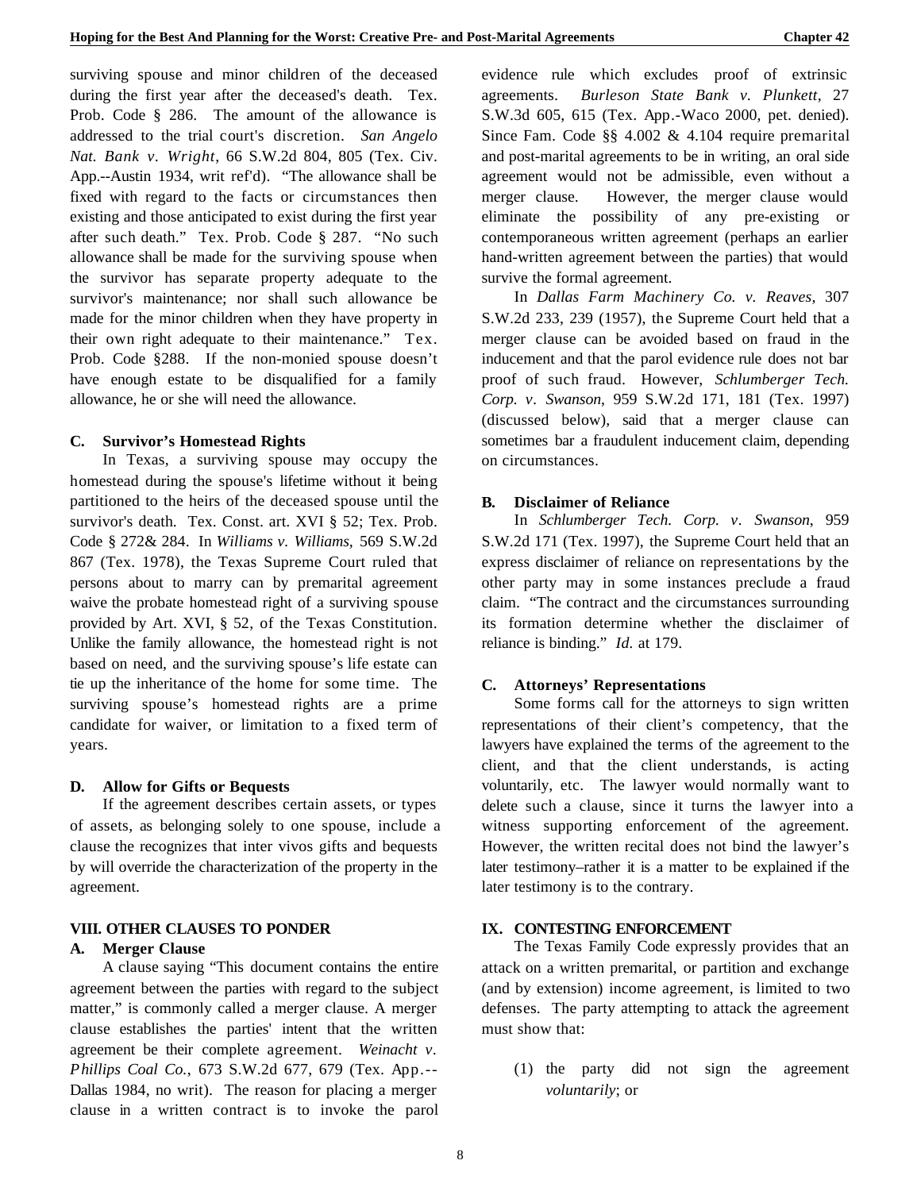surviving spouse and minor children of the deceased during the first year after the deceased's death. Tex. Prob. Code § 286. The amount of the allowance is addressed to the trial court's discretion. *San Angelo Nat. Bank v. Wright*, 66 S.W.2d 804, 805 (Tex. Civ. App.--Austin 1934, writ ref'd). "The allowance shall be fixed with regard to the facts or circumstances then existing and those anticipated to exist during the first year after such death." Tex. Prob. Code § 287. "No such allowance shall be made for the surviving spouse when the survivor has separate property adequate to the survivor's maintenance; nor shall such allowance be made for the minor children when they have property in their own right adequate to their maintenance." Tex. Prob. Code §288. If the non-monied spouse doesn't have enough estate to be disqualified for a family allowance, he or she will need the allowance.

### C. Survivor's Homestead Rights

In Texas, a surviving spouse may occupy the homestead during the spouse's lifetime without it being partitioned to the heirs of the deceased spouse until the survivor's death. Tex. Const. art. XVI § 52; Tex. Prob. Code § 272& 284. In *Williams v. Williams*, 569 S.W.2d 867 (Tex. 1978), the Texas Supreme Court ruled that persons about to marry can by premarital agreement waive the probate homestead right of a surviving spouse provided by Art. XVI, § 52, of the Texas Constitution. Unlike the family allowance, the homestead right is not based on need, and the surviving spouse's life estate can tie up the inheritance of the home for some time. The surviving spouse's homestead rights are a prime candidate for waiver, or limitation to a fixed term of years.

### D. Allow for Gifts or Bequests

If the agreement describes certain assets, or types of assets, as belonging solely to one spouse, include a clause the recognizes that inter vivos gifts and bequests by will override the characterization of the property in the agreement.

## VIII. OTHER CLAUSES TO PONDER

### A. Merger Clause

A clause saying "This document contains the entire agreement between the parties with regard to the subject matter," is commonly called a merger clause. A merger clause establishes the parties' intent that the written agreement be their complete agreement. *Weinacht v. Phillips Coal Co.*, 673 S.W.2d 677, 679 (Tex. App.--Dallas 1984, no writ). The reason for placing a merger clause in a written contract is to invoke the parol evidence rule which excludes proof of extrinsic agreements. *Burleson State Bank v. Plunkett*, 27 S.W.3d 605, 615 (Tex. App.-Waco 2000, pet. denied). Since Fam. Code §§ 4.002 & 4.104 require premarital and post-marital agreements to be in writing, an oral side agreement would not be admissible, even without a merger clause. However, the merger clause would eliminate the possibility of any pre-existing or contemporaneous written agreement (perhaps an earlier hand-written agreement between the parties) that would survive the formal agreement.

In *Dallas Farm Machinery Co. v. Reaves*, 307 S.W.2d 233, 239 (1957), the Supreme Court held that a merger clause can be avoided based on fraud in the inducement and that the parol evidence rule does not bar proof of such fraud. However, *Schlumberger Tech. Corp. v. Swanson*, 959 S.W.2d 171, 181 (Tex. 1997) (discussed below), said that a merger clause can sometimes bar a fraudulent inducement claim, depending on circumstances.

### B. Disclaimer of Reliance

In *Schlumberger Tech. Corp. v. Swanson*, 959 S.W.2d 171 (Tex. 1997), the Supreme Court held that an express disclaimer of reliance on representations by the other party may in some instances preclude a fraud claim. "The contract and the circumstances surrounding its formation determine whether the disclaimer of reliance is binding." *Id.* at 179.

### C. Attorneys' Representations

Some forms call for the attorneys to sign written representations of their client's competency, that the lawyers have explained the terms of the agreement to the client, and that the client understands, is acting voluntarily, etc. The lawyer would normally want to delete such a clause, since it turns the lawyer into a witness supporting enforcement of the agreement. However, the written recital does not bind the lawyer's later testimony–rather it is a matter to be explained if the later testimony is to the contrary.

## IX. CONTESTING ENFORCEMENT

The Texas Family Code expressly provides that an attack on a written premarital, or partition and exchange (and by extension) income agreement, is limited to two defenses. The party attempting to attack the agreement must show that:

(1) the party did not sign the agreement *voluntarily*; or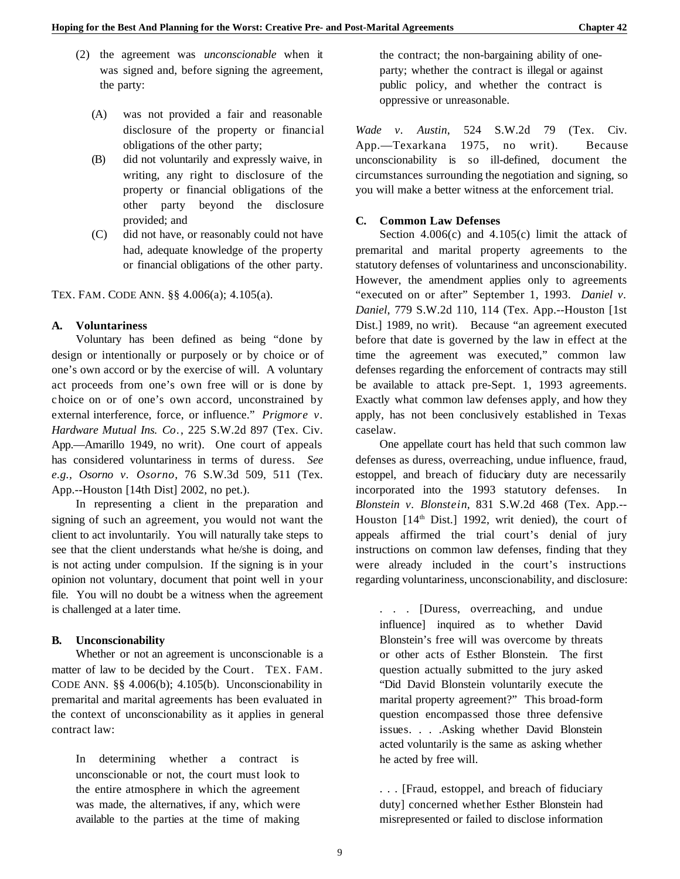(2) the agreement was *unconscionable* when it was signed and, before signing the agreement, the party:

   (A) was not provided a fair and reasonable disclosure of the property or financial obligations of the other party;

   (B) did not voluntarily and expressly waive, in writing, any right to disclosure of the property or financial obligations of the other party beyond the disclosure provided; and

   (C) did not have, or reasonably could not have had, adequate knowledge of the property or financial obligations of the other party.

TEX. FAM. CODE ANN. §§ 4.006(a); 4.105(a).

### A. Voluntariness

Voluntary has been defined as being "done by design or intentionally or purposely or by choice or of one's own accord or by the exercise of will. A voluntary act proceeds from one's own free will or is done by choice on or of one's own accord, unconstrained by external interference, force, or influence." *Prigmore v. Hardware Mutual Ins. Co.*, 225 S.W.2d 897 (Tex. Civ. App.—Amarillo 1949, no writ). One court of appeals has considered voluntariness in terms of duress. *See e.g., Osorno v. Osorno*, 76 S.W.3d 509, 511 (Tex. App.--Houston [14th Dist] 2002, no pet.).

In representing a client in the preparation and signing of such an agreement, you would not want the client to act involuntarily. You will naturally take steps to see that the client understands what he/she is doing, and is not acting under compulsion. If the signing is in your opinion not voluntary, document that point well in your file. You will no doubt be a witness when the agreement is challenged at a later time.

### B. Unconscionability

Whether or not an agreement is unconscionable is a matter of law to be decided by the Court. TEX. FAM. CODE ANN. §§ 4.006(b); 4.105(b). Unconscionability in premarital and marital agreements has been evaluated in the context of unconscionability as it applies in general contract law:

> In determining whether a contract is unconscionable or not, the court must look to the entire atmosphere in which the agreement was made, the alternatives, if any, which were available to the parties at the time of making the contract; the non-bargaining ability of one-party; whether the contract is illegal or against public policy, and whether the contract is oppressive or unreasonable.

*Wade v. Austin*, 524 S.W.2d 79 (Tex. Civ. App.—Texarkana 1975, no writ). Because unconscionability is so ill-defined, document the circumstances surrounding the negotiation and signing, so you will make a better witness at the enforcement trial.

### C. Common Law Defenses

Section 4.006(c) and 4.105(c) limit the attack of premarital and marital property agreements to the statutory defenses of voluntariness and unconscionability. However, the amendment applies only to agreements "executed on or after" September 1, 1993. *Daniel v. Daniel*, 779 S.W.2d 110, 114 (Tex. App.--Houston [1st Dist.] 1989, no writ). Because "an agreement executed before that date is governed by the law in effect at the time the agreement was executed," common law defenses regarding the enforcement of contracts may still be available to attack pre-Sept. 1, 1993 agreements. Exactly what common law defenses apply, and how they apply, has not been conclusively established in Texas caselaw.

One appellate court has held that such common law defenses as duress, overreaching, undue influence, fraud, estoppel, and breach of fiduciary duty are necessarily incorporated into the 1993 statutory defenses. In *Blonstein v. Blonstein*, 831 S.W.2d 468 (Tex. App.--Houston [14th Dist.] 1992, writ denied), the court of appeals affirmed the trial court's denial of jury instructions on common law defenses, finding that they were already included in the court's instructions regarding voluntariness, unconscionability, and disclosure:

> . . . [Duress, overreaching, and undue influence] inquired as to whether David Blonstein's free will was overcome by threats or other acts of Esther Blonstein. The first question actually submitted to the jury asked "Did David Blonstein voluntarily execute the marital property agreement?" This broad-form question encompassed those three defensive issues. . . .Asking whether David Blonstein acted voluntarily is the same as asking whether he acted by free will.
>
> . . . [Fraud, estoppel, and breach of fiduciary duty] concerned whether Esther Blonstein had misrepresented or failed to disclose information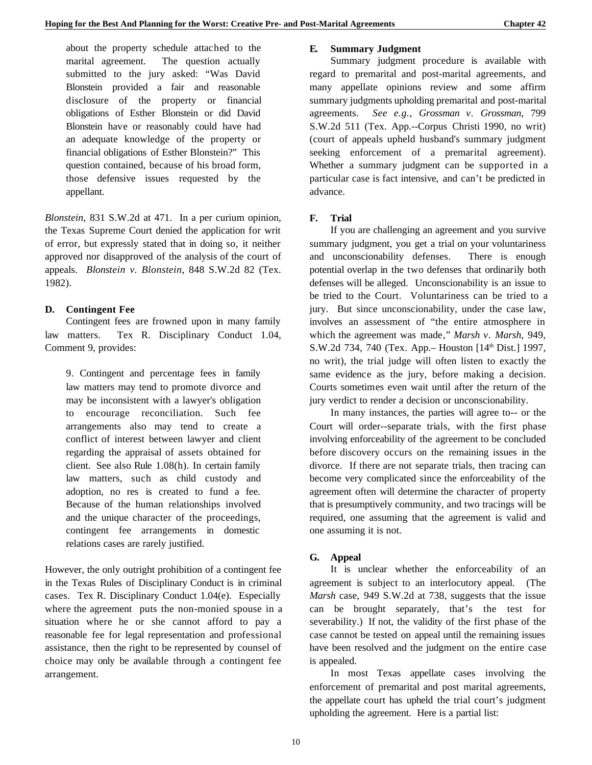> about the property schedule attached to the marital agreement. The question actually submitted to the jury asked: "Was David Blonstein provided a fair and reasonable disclosure of the property or financial obligations of Esther Blonstein or did David Blonstein have or reasonably could have had an adequate knowledge of the property or financial obligations of Esther Blonstein?" This question contained, because of his broad form, those defensive issues requested by the appellant.

*Blonstein*, 831 S.W.2d at 471. In a per curium opinion, the Texas Supreme Court denied the application for writ of error, but expressly stated that in doing so, it neither approved nor disapproved of the analysis of the court of appeals. *Blonstein v. Blonstein*, 848 S.W.2d 82 (Tex. 1982).

### D. Contingent Fee

Contingent fees are frowned upon in many family law matters. Tex R. Disciplinary Conduct 1.04, Comment 9, provides:

> 9. Contingent and percentage fees in family law matters may tend to promote divorce and may be inconsistent with a lawyer's obligation to encourage reconciliation. Such fee arrangements also may tend to create a conflict of interest between lawyer and client regarding the appraisal of assets obtained for client. See also Rule 1.08(h). In certain family law matters, such as child custody and adoption, no res is created to fund a fee. Because of the human relationships involved and the unique character of the proceedings, contingent fee arrangements in domestic relations cases are rarely justified.

However, the only outright prohibition of a contingent fee in the Texas Rules of Disciplinary Conduct is in criminal cases. Tex R. Disciplinary Conduct 1.04(e). Especially where the agreement puts the non-monied spouse in a situation where he or she cannot afford to pay a reasonable fee for legal representation and professional assistance, then the right to be represented by counsel of choice may only be available through a contingent fee arrangement.

### E. Summary Judgment

Summary judgment procedure is available with regard to premarital and post-marital agreements, and many appellate opinions review and some affirm summary judgments upholding premarital and post-marital agreements. *See e.g.*, *Grossman v. Grossman*, 799 S.W.2d 511 (Tex. App.--Corpus Christi 1990, no writ) (court of appeals upheld husband's summary judgment seeking enforcement of a premarital agreement). Whether a summary judgment can be supported in a particular case is fact intensive, and can't be predicted in advance.

### F. Trial

If you are challenging an agreement and you survive summary judgment, you get a trial on your voluntariness and unconscionability defenses. There is enough potential overlap in the two defenses that ordinarily both defenses will be alleged. Unconscionability is an issue to be tried to the Court. Voluntariness can be tried to a jury. But since unconscionability, under the case law, involves an assessment of "the entire atmosphere in which the agreement was made," *Marsh v. Marsh*, 949, S.W.2d 734, 740 (Tex. App.– Houston [14th Dist.] 1997, no writ), the trial judge will often listen to exactly the same evidence as the jury, before making a decision. Courts sometimes even wait until after the return of the jury verdict to render a decision or unconscionability.

In many instances, the parties will agree to-- or the Court will order--separate trials, with the first phase involving enforceability of the agreement to be concluded before discovery occurs on the remaining issues in the divorce. If there are not separate trials, then tracing can become very complicated since the enforceability of the agreement often will determine the character of property that is presumptively community, and two tracings will be required, one assuming that the agreement is valid and one assuming it is not.

### G. Appeal

It is unclear whether the enforceability of an agreement is subject to an interlocutory appeal. (The *Marsh* case, 949 S.W.2d at 738, suggests that the issue can be brought separately, that's the test for severability.) If not, the validity of the first phase of the case cannot be tested on appeal until the remaining issues have been resolved and the judgment on the entire case is appealed.

In most Texas appellate cases involving the enforcement of premarital and post marital agreements, the appellate court has upheld the trial court's judgment upholding the agreement. Here is a partial list: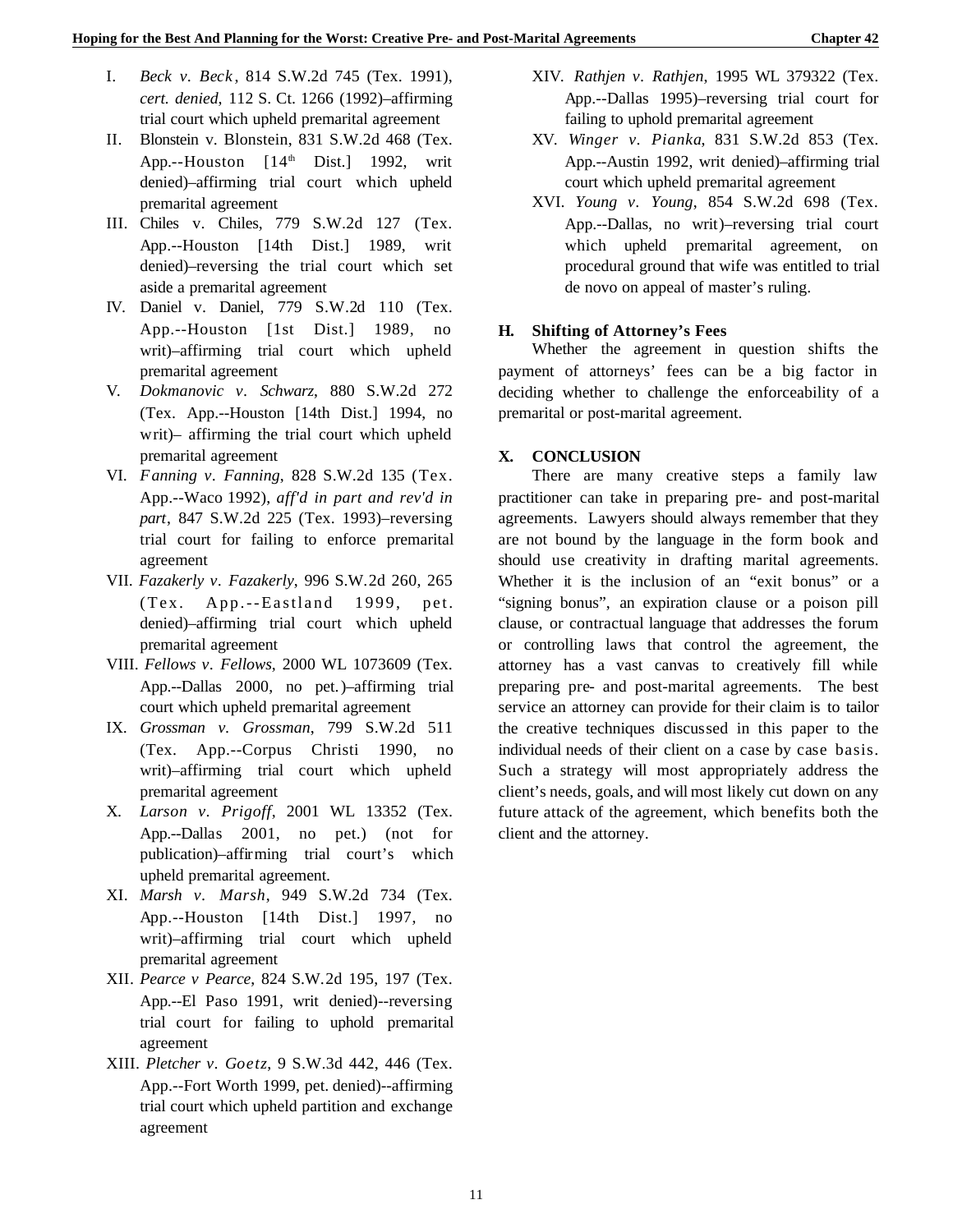I. *Beck v. Beck*, 814 S.W.2d 745 (Tex. 1991), *cert. denied*, 112 S. Ct. 1266 (1992)–affirming trial court which upheld premarital agreement

II. Blonstein v. Blonstein, 831 S.W.2d 468 (Tex. App.--Houston [14th Dist.] 1992, writ denied)–affirming trial court which upheld premarital agreement

III. Chiles v. Chiles, 779 S.W.2d 127 (Tex. App.--Houston [14th Dist.] 1989, writ denied)–reversing the trial court which set aside a premarital agreement

IV. Daniel v. Daniel, 779 S.W.2d 110 (Tex. App.--Houston [1st Dist.] 1989, no writ)–affirming trial court which upheld premarital agreement

V. *Dokmanovic v. Schwarz*, 880 S.W.2d 272 (Tex. App.--Houston [14th Dist.] 1994, no writ)– affirming the trial court which upheld premarital agreement

VI. *Fanning v. Fanning*, 828 S.W.2d 135 (Tex. App.--Waco 1992), *aff'd in part and rev'd in part*, 847 S.W.2d 225 (Tex. 1993)–reversing trial court for failing to enforce premarital agreement

VII. *Fazakerly v. Fazakerly*, 996 S.W.2d 260, 265 (Tex. App.--Eastland 1999, pet. denied)–affirming trial court which upheld premarital agreement

VIII. *Fellows v. Fellows*, 2000 WL 1073609 (Tex. App.--Dallas 2000, no pet.)–affirming trial court which upheld premarital agreement

IX. *Grossman v. Grossman*, 799 S.W.2d 511 (Tex. App.--Corpus Christi 1990, no writ)–affirming trial court which upheld premarital agreement

X. *Larson v. Prigoff*, 2001 WL 13352 (Tex. App.--Dallas 2001, no pet.) (not for publication)–affirming trial court's which upheld premarital agreement.

XI. *Marsh v. Marsh*, 949 S.W.2d 734 (Tex. App.--Houston [14th Dist.] 1997, no writ)–affirming trial court which upheld premarital agreement

XII. *Pearce v Pearce*, 824 S.W.2d 195, 197 (Tex. App.--El Paso 1991, writ denied)--reversing trial court for failing to uphold premarital agreement

XIII. *Pletcher v. Goetz*, 9 S.W.3d 442, 446 (Tex. App.--Fort Worth 1999, pet. denied)--affirming trial court which upheld partition and exchange agreement

XIV. *Rathjen v. Rathjen*, 1995 WL 379322 (Tex. App.--Dallas 1995)–reversing trial court for failing to uphold premarital agreement

XV. *Winger v. Pianka*, 831 S.W.2d 853 (Tex. App.--Austin 1992, writ denied)–affirming trial court which upheld premarital agreement

XVI. *Young v. Young*, 854 S.W.2d 698 (Tex. App.--Dallas, no writ)–reversing trial court which upheld premarital agreement, on procedural ground that wife was entitled to trial de novo on appeal of master's ruling.

### H. Shifting of Attorney's Fees

Whether the agreement in question shifts the payment of attorneys' fees can be a big factor in deciding whether to challenge the enforceability of a premarital or post-marital agreement.

## X. CONCLUSION

There are many creative steps a family law practitioner can take in preparing pre- and post-marital agreements. Lawyers should always remember that they are not bound by the language in the form book and should use creativity in drafting marital agreements. Whether it is the inclusion of an "exit bonus" or a "signing bonus", an expiration clause or a poison pill clause, or contractual language that addresses the forum or controlling laws that control the agreement, the attorney has a vast canvas to creatively fill while preparing pre- and post-marital agreements. The best service an attorney can provide for their claim is to tailor the creative techniques discussed in this paper to the individual needs of their client on a case by case basis. Such a strategy will most appropriately address the client's needs, goals, and will most likely cut down on any future attack of the agreement, which benefits both the client and the attorney.